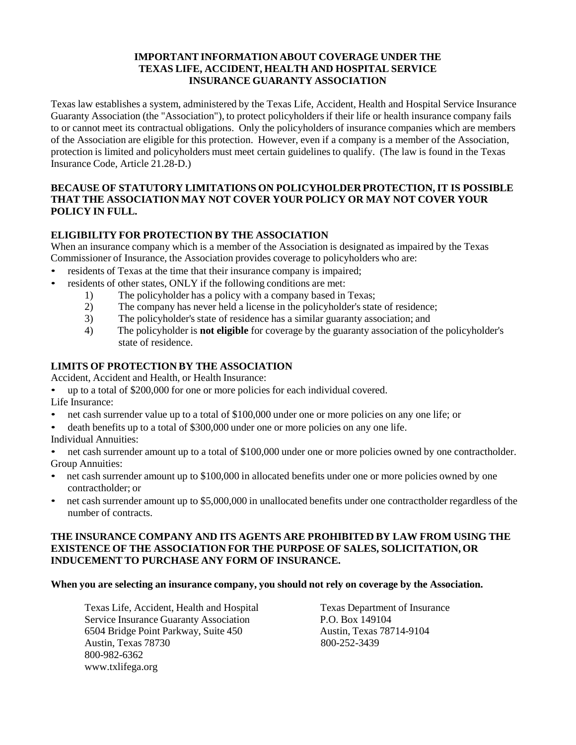# IMPORTANT INFORMATION ABOUT COVERAGE UNDER THE TEXAS LIFE, ACCIDENT, HEALTH AND HOSPITAL SERVICE INSURANCE GUARANTY ASSOCIATION

Texas law establishes a system, administered by the Texas Life, Accident, Health and Hospital Service Insurance Guaranty Association (the "Association"), to protect policyholders if their life or health insurance company fails to or cannot meet its contractual obligations. Only the policyholders of insurance companies which are members of the Association are eligible for this protection. However, even if a company is a member of the Association, protection is limited and policyholders must meet certain guidelines to qualify. (The law is found in the Texas Insurance Code, Article 21.28-D.)

**BECAUSE OF STATUTORY LIMITATIONS ON POLICYHOLDER PROTECTION, IT IS POSSIBLE THAT THE ASSOCIATION MAY NOT COVER YOUR POLICY OR MAY NOT COVER YOUR POLICY IN FULL.**

## ELIGIBILITY FOR PROTECTION BY THE ASSOCIATION

When an insurance company which is a member of the Association is designated as impaired by the Texas Commissioner of Insurance, the Association provides coverage to policyholders who are:

- residents of Texas at the time that their insurance company is impaired;
- residents of other states, ONLY if the following conditions are met:
  1) The policyholder has a policy with a company based in Texas;
  2) The company has never held a license in the policyholder's state of residence;
  3) The policyholder's state of residence has a similar guaranty association; and
  4) The policyholder is **not eligible** for coverage by the guaranty association of the policyholder's state of residence.

## LIMITS OF PROTECTION BY THE ASSOCIATION

Accident, Accident and Health, or Health Insurance:

- up to a total of $200,000 for one or more policies for each individual covered.

Life Insurance:

- net cash surrender value up to a total of $100,000 under one or more policies on any one life; or
- death benefits up to a total of $300,000 under one or more policies on any one life.

Individual Annuities:

- net cash surrender amount up to a total of $100,000 under one or more policies owned by one contractholder.

Group Annuities:

- net cash surrender amount up to $100,000 in allocated benefits under one or more policies owned by one contractholder; or
- net cash surrender amount up to $5,000,000 in unallocated benefits under one contractholder regardless of the number of contracts.

**THE INSURANCE COMPANY AND ITS AGENTS ARE PROHIBITED BY LAW FROM USING THE EXISTENCE OF THE ASSOCIATION FOR THE PURPOSE OF SALES, SOLICITATION, OR INDUCEMENT TO PURCHASE ANY FORM OF INSURANCE.**

**When you are selecting an insurance company, you should not rely on coverage by the Association.**

Texas Life, Accident, Health and Hospital Service Insurance Guaranty Association
6504 Bridge Point Parkway, Suite 450
Austin, Texas 78730
800-982-6362
www.txlifega.org

Texas Department of Insurance
P.O. Box 149104
Austin, Texas 78714-9104
800-252-3439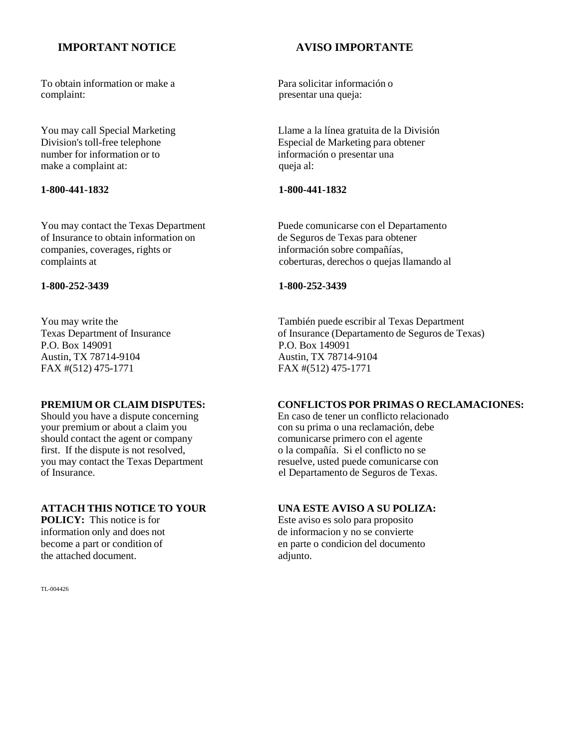## IMPORTANT NOTICE

To obtain information or make a complaint:

You may call Special Marketing Division's toll-free telephone number for information or to make a complaint at:

**1-800-441-1832**

You may contact the Texas Department of Insurance to obtain information on companies, coverages, rights or complaints at

**1-800-252-3439**

You may write the
Texas Department of Insurance
P.O. Box 149091
Austin, TX 78714-9104
FAX #(512) 475-1771

**PREMIUM OR CLAIM DISPUTES:** Should you have a dispute concerning your premium or about a claim you should contact the agent or company first. If the dispute is not resolved, you may contact the Texas Department of Insurance.

**ATTACH THIS NOTICE TO YOUR POLICY:** This notice is for information only and does not become a part or condition of the attached document.

## AVISO IMPORTANTE

Para solicitar información o presentar una queja:

Llame a la línea gratuita de la División Especial de Marketing para obtener información o presentar una queja al:

**1-800-441-1832**

Puede comunicarse con el Departamento de Seguros de Texas para obtener información sobre compañías, coberturas, derechos o quejas llamando al

**1-800-252-3439**

También puede escribir al Texas Department of Insurance (Departamento de Seguros de Texas)
P.O. Box 149091
Austin, TX 78714-9104
FAX #(512) 475-1771

**CONFLICTOS POR PRIMAS O RECLAMACIONES:** En caso de tener un conflicto relacionado con su prima o una reclamación, debe comunicarse primero con el agente o la compañía. Si el conflicto no se resuelve, usted puede comunicarse con el Departamento de Seguros de Texas.

**UNA ESTE AVISO A SU POLIZA:** Este aviso es solo para proposito de informacion y no se convierte en parte o condicion del documento adjunto.

TL-004426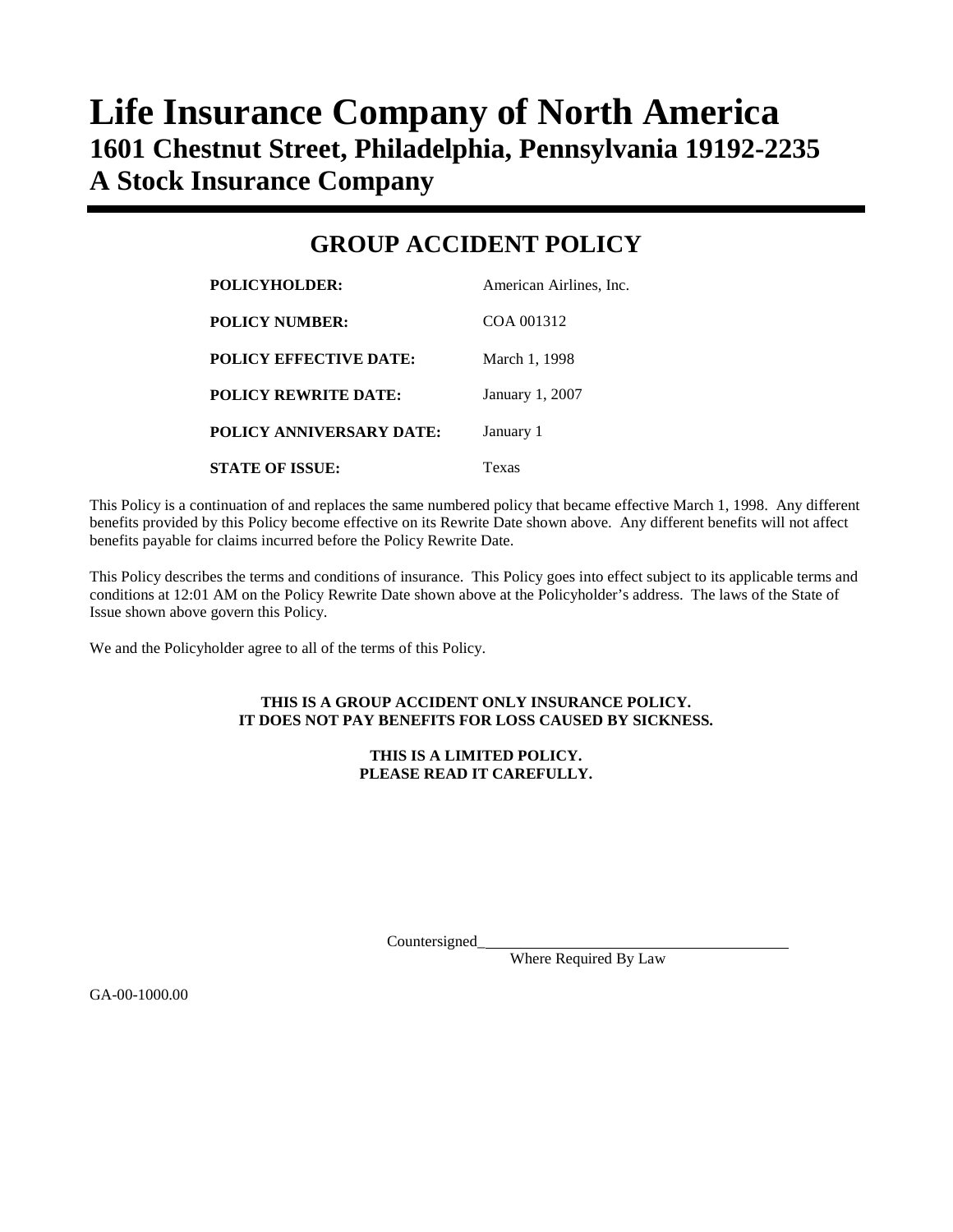# Life Insurance Company of North America
## 1601 Chestnut Street, Philadelphia, Pennsylvania 19192-2235
## A Stock Insurance Company

---

## GROUP ACCIDENT POLICY

| | |
|---|---|
| **POLICYHOLDER:** | American Airlines, Inc. |
| **POLICY NUMBER:** | COA 001312 |
| **POLICY EFFECTIVE DATE:** | March 1, 1998 |
| **POLICY REWRITE DATE:** | January 1, 2007 |
| **POLICY ANNIVERSARY DATE:** | January 1 |
| **STATE OF ISSUE:** | Texas |

This Policy is a continuation of and replaces the same numbered policy that became effective March 1, 1998. Any different benefits provided by this Policy become effective on its Rewrite Date shown above. Any different benefits will not affect benefits payable for claims incurred before the Policy Rewrite Date.

This Policy describes the terms and conditions of insurance. This Policy goes into effect subject to its applicable terms and conditions at 12:01 AM on the Policy Rewrite Date shown above at the Policyholder's address. The laws of the State of Issue shown above govern this Policy.

We and the Policyholder agree to all of the terms of this Policy.

**THIS IS A GROUP ACCIDENT ONLY INSURANCE POLICY.**
**IT DOES NOT PAY BENEFITS FOR LOSS CAUSED BY SICKNESS.**

**THIS IS A LIMITED POLICY.**
**PLEASE READ IT CAREFULLY.**

Countersigned________________________________________
Where Required By Law

GA-00-1000.00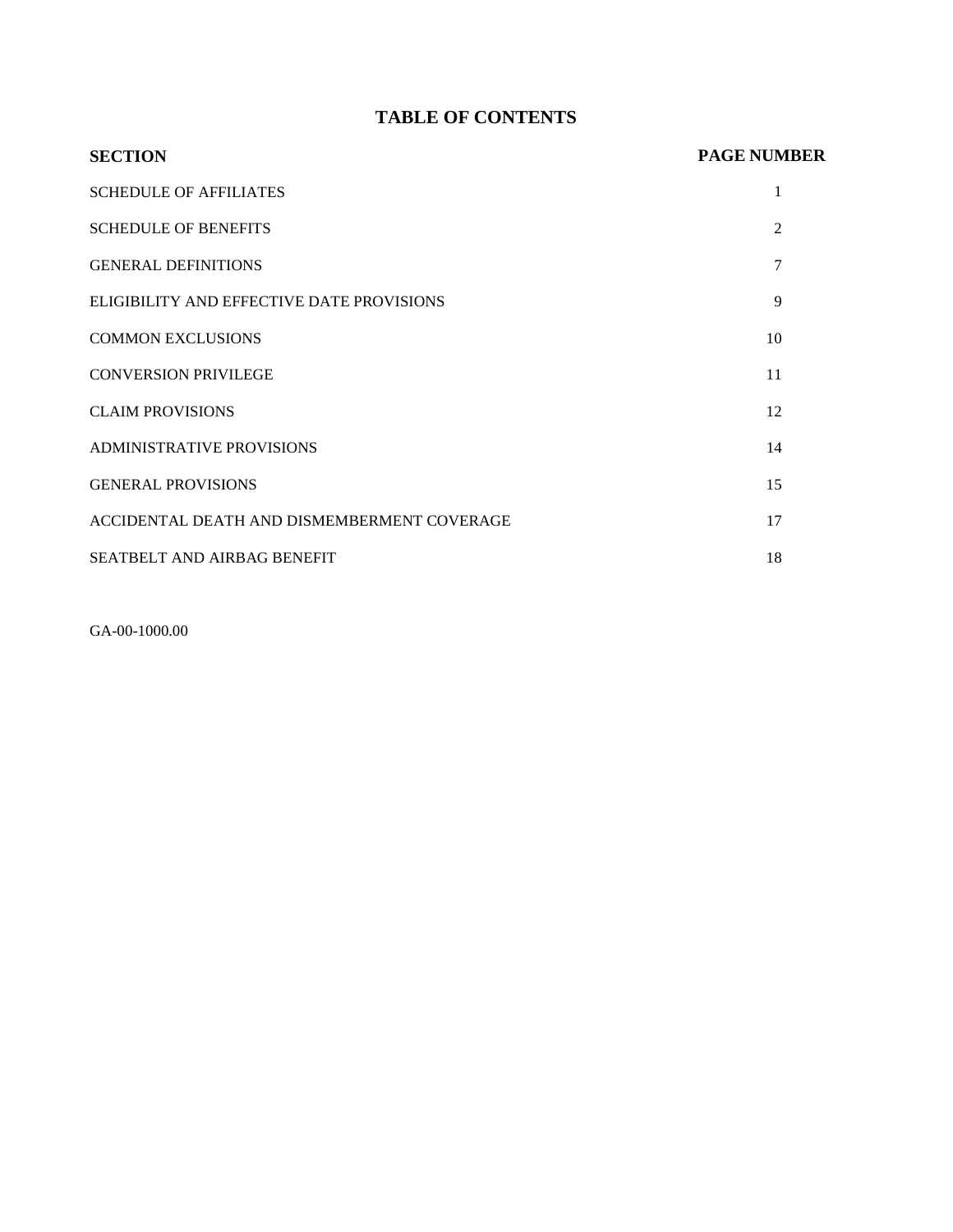# TABLE OF CONTENTS

| SECTION | PAGE NUMBER |
| --- | --- |
| SCHEDULE OF AFFILIATES | 1 |
| SCHEDULE OF BENEFITS | 2 |
| GENERAL DEFINITIONS | 7 |
| ELIGIBILITY AND EFFECTIVE DATE PROVISIONS | 9 |
| COMMON EXCLUSIONS | 10 |
| CONVERSION PRIVILEGE | 11 |
| CLAIM PROVISIONS | 12 |
| ADMINISTRATIVE PROVISIONS | 14 |
| GENERAL PROVISIONS | 15 |
| ACCIDENTAL DEATH AND DISMEMBERMENT COVERAGE | 17 |
| SEATBELT AND AIRBAG BENEFIT | 18 |

GA-00-1000.00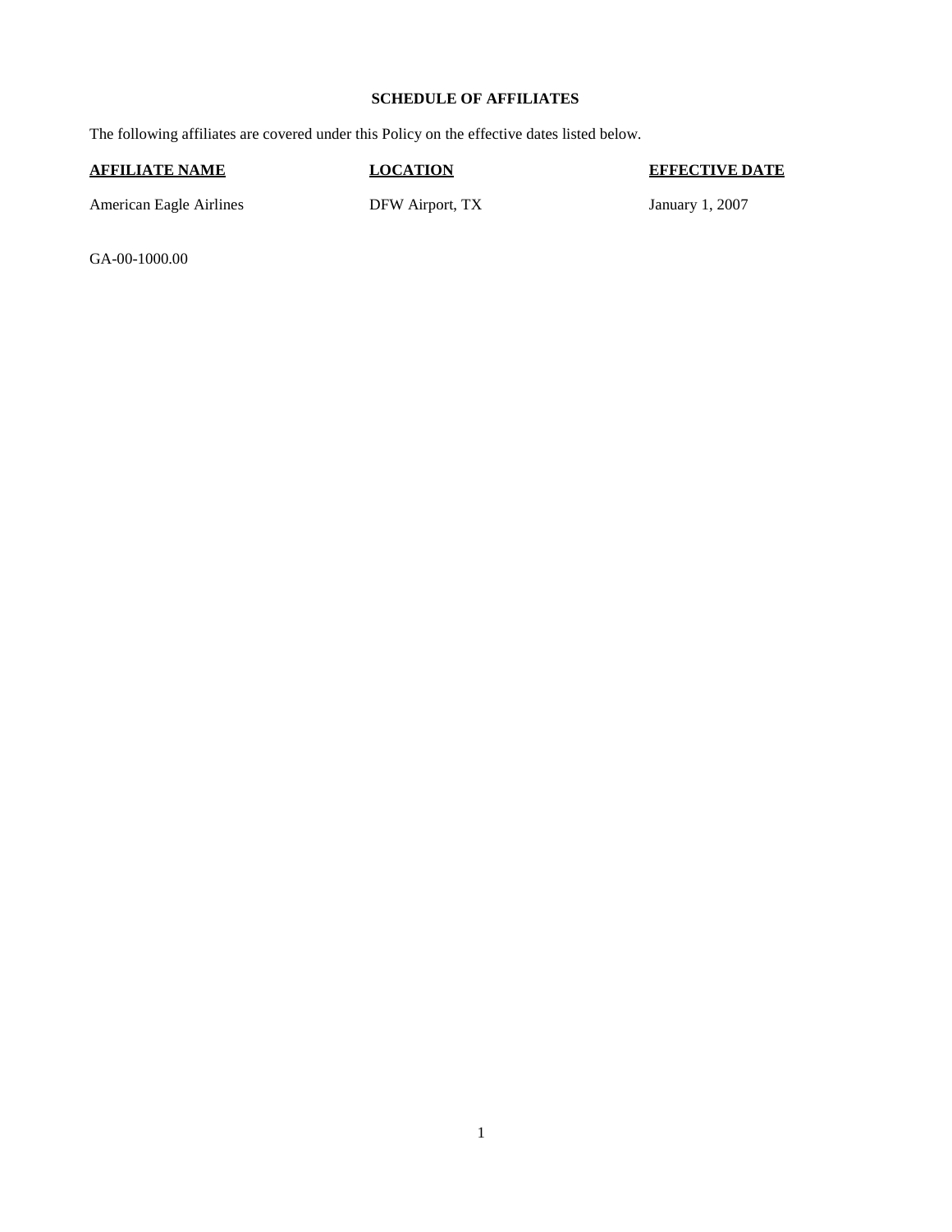## SCHEDULE OF AFFILIATES

The following affiliates are covered under this Policy on the effective dates listed below.

| AFFILIATE NAME | LOCATION | EFFECTIVE DATE |
| --- | --- | --- |
| American Eagle Airlines | DFW Airport, TX | January 1, 2007 |

GA-00-1000.00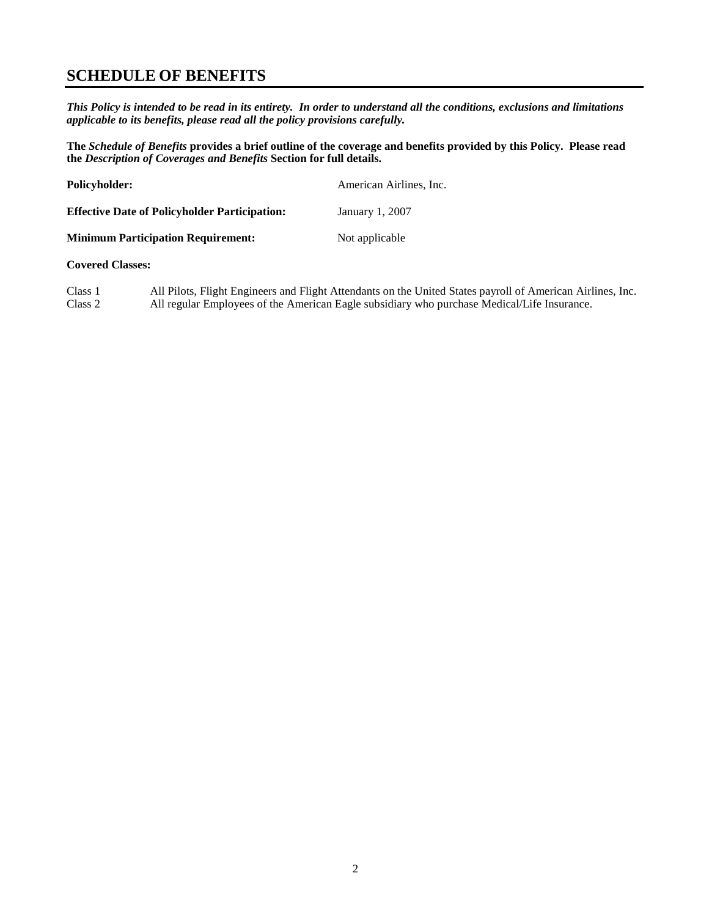## SCHEDULE OF BENEFITS

***This Policy is intended to be read in its entirety. In order to understand all the conditions, exclusions and limitations applicable to its benefits, please read all the policy provisions carefully.***

**The *Schedule of Benefits* provides a brief outline of the coverage and benefits provided by this Policy. Please read the *Description of Coverages and Benefits* Section for full details.**

| | |
|---|---|
| **Policyholder:** | American Airlines, Inc. |
| **Effective Date of Policyholder Participation:** | January 1, 2007 |
| **Minimum Participation Requirement:** | Not applicable |

**Covered Classes:**

| | |
|---|---|
| Class 1 | All Pilots, Flight Engineers and Flight Attendants on the United States payroll of American Airlines, Inc. |
| Class 2 | All regular Employees of the American Eagle subsidiary who purchase Medical/Life Insurance. |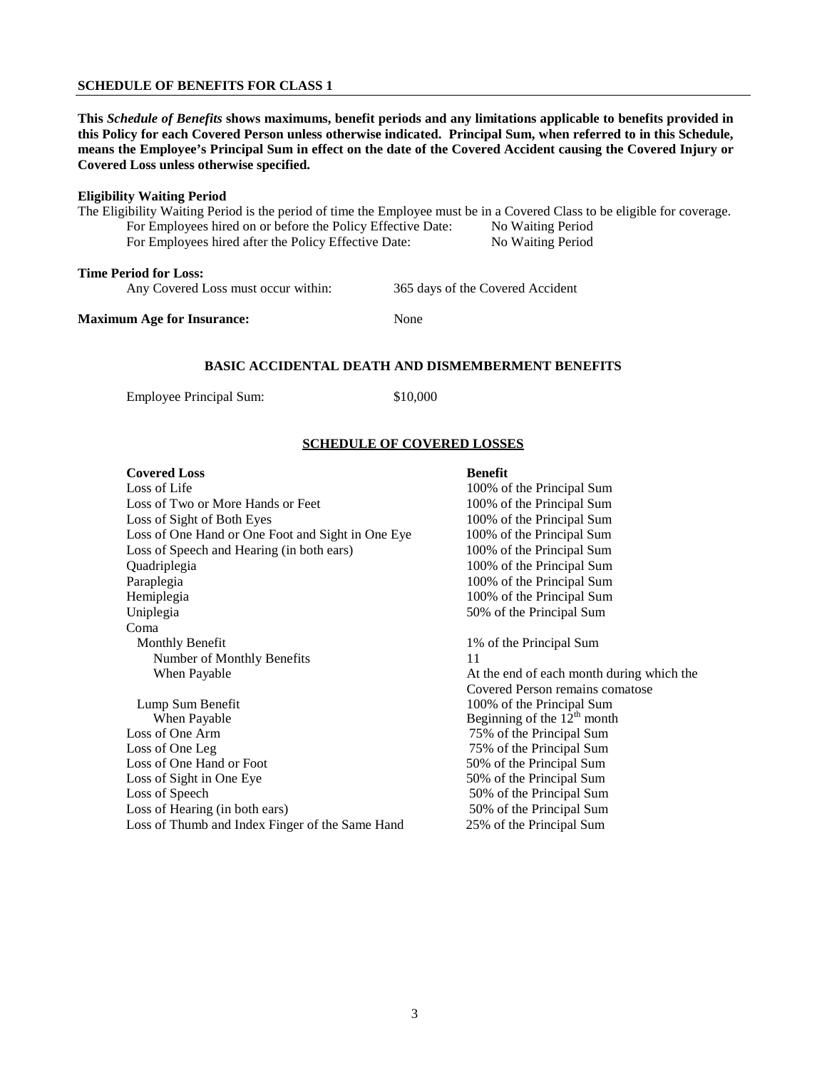## SCHEDULE OF BENEFITS FOR CLASS 1

**This *Schedule of Benefits* shows maximums, benefit periods and any limitations applicable to benefits provided in this Policy for each Covered Person unless otherwise indicated. Principal Sum, when referred to in this Schedule, means the Employee's Principal Sum in effect on the date of the Covered Accident causing the Covered Injury or Covered Loss unless otherwise specified.**

**Eligibility Waiting Period**

The Eligibility Waiting Period is the period of time the Employee must be in a Covered Class to be eligible for coverage.

| | |
|---|---|
| For Employees hired on or before the Policy Effective Date: | No Waiting Period |
| For Employees hired after the Policy Effective Date: | No Waiting Period |

**Time Period for Loss:**

| | |
|---|---|
| Any Covered Loss must occur within: | 365 days of the Covered Accident |

**Maximum Age for Insurance:** None

### BASIC ACCIDENTAL DEATH AND DISMEMBERMENT BENEFITS

Employee Principal Sum: $10,000

### SCHEDULE OF COVERED LOSSES

| Covered Loss | Benefit |
|---|---|
| Loss of Life | 100% of the Principal Sum |
| Loss of Two or More Hands or Feet | 100% of the Principal Sum |
| Loss of Sight of Both Eyes | 100% of the Principal Sum |
| Loss of One Hand or One Foot and Sight in One Eye | 100% of the Principal Sum |
| Loss of Speech and Hearing (in both ears) | 100% of the Principal Sum |
| Quadriplegia | 100% of the Principal Sum |
| Paraplegia | 100% of the Principal Sum |
| Hemiplegia | 100% of the Principal Sum |
| Uniplegia | 50% of the Principal Sum |
| Coma | |
| Monthly Benefit | 1% of the Principal Sum |
| Number of Monthly Benefits | 11 |
| When Payable | At the end of each month during which the Covered Person remains comatose |
| Lump Sum Benefit | 100% of the Principal Sum |
| When Payable | Beginning of the 12th month |
| Loss of One Arm | 75% of the Principal Sum |
| Loss of One Leg | 75% of the Principal Sum |
| Loss of One Hand or Foot | 50% of the Principal Sum |
| Loss of Sight in One Eye | 50% of the Principal Sum |
| Loss of Speech | 50% of the Principal Sum |
| Loss of Hearing (in both ears) | 50% of the Principal Sum |
| Loss of Thumb and Index Finger of the Same Hand | 25% of the Principal Sum |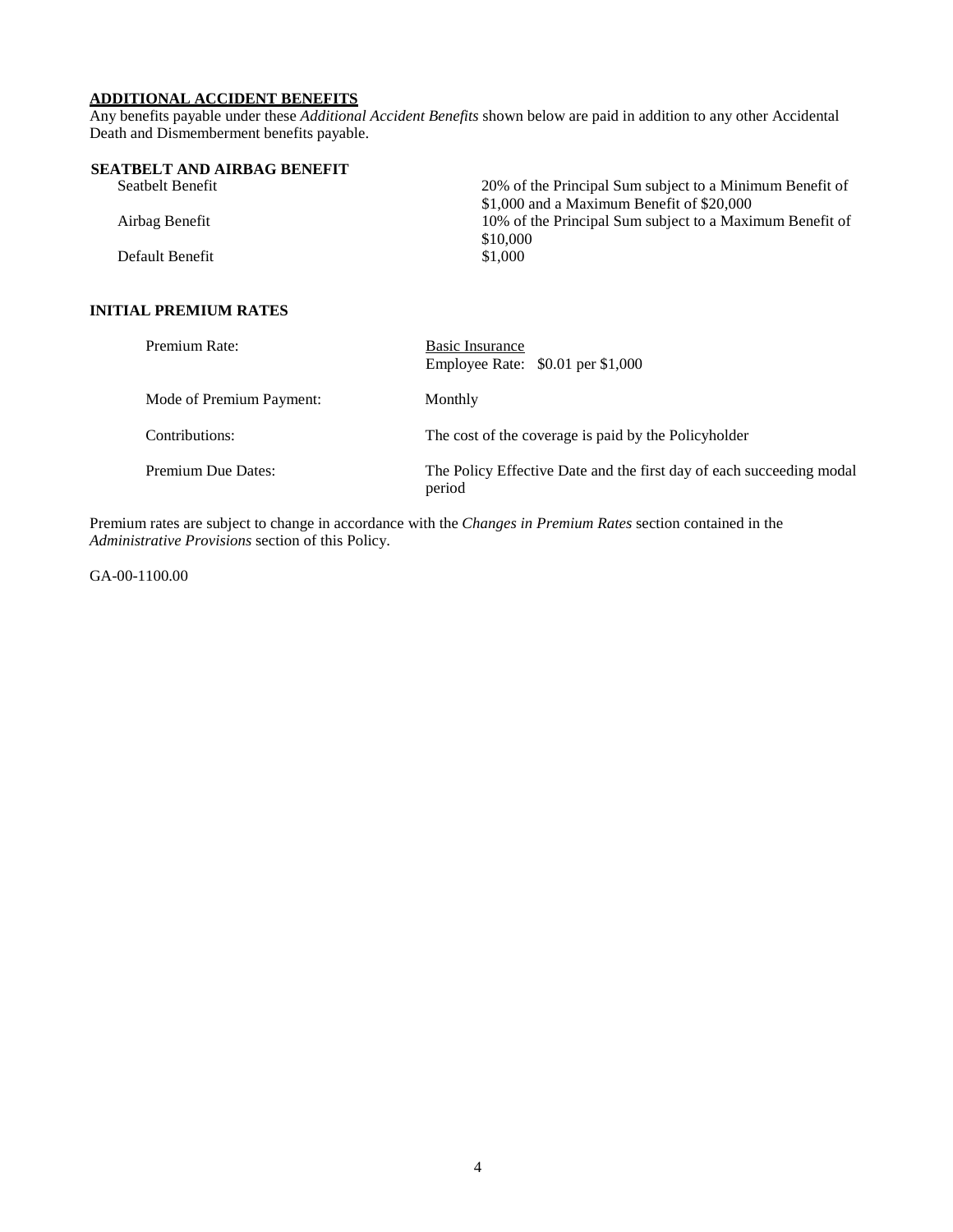## ADDITIONAL ACCIDENT BENEFITS

Any benefits payable under these *Additional Accident Benefits* shown below are paid in addition to any other Accidental Death and Dismemberment benefits payable.

### SEATBELT AND AIRBAG BENEFIT

| | |
|---|---|
| Seatbelt Benefit | 20% of the Principal Sum subject to a Minimum Benefit of $1,000 and a Maximum Benefit of $20,000 |
| Airbag Benefit | 10% of the Principal Sum subject to a Maximum Benefit of $10,000 |
| Default Benefit | $1,000 |

### INITIAL PREMIUM RATES

| | |
|---|---|
| Premium Rate: | Basic Insurance<br>Employee Rate: $0.01 per $1,000 |
| Mode of Premium Payment: | Monthly |
| Contributions: | The cost of the coverage is paid by the Policyholder |
| Premium Due Dates: | The Policy Effective Date and the first day of each succeeding modal period |

Premium rates are subject to change in accordance with the *Changes in Premium Rates* section contained in the *Administrative Provisions* section of this Policy.

GA-00-1100.00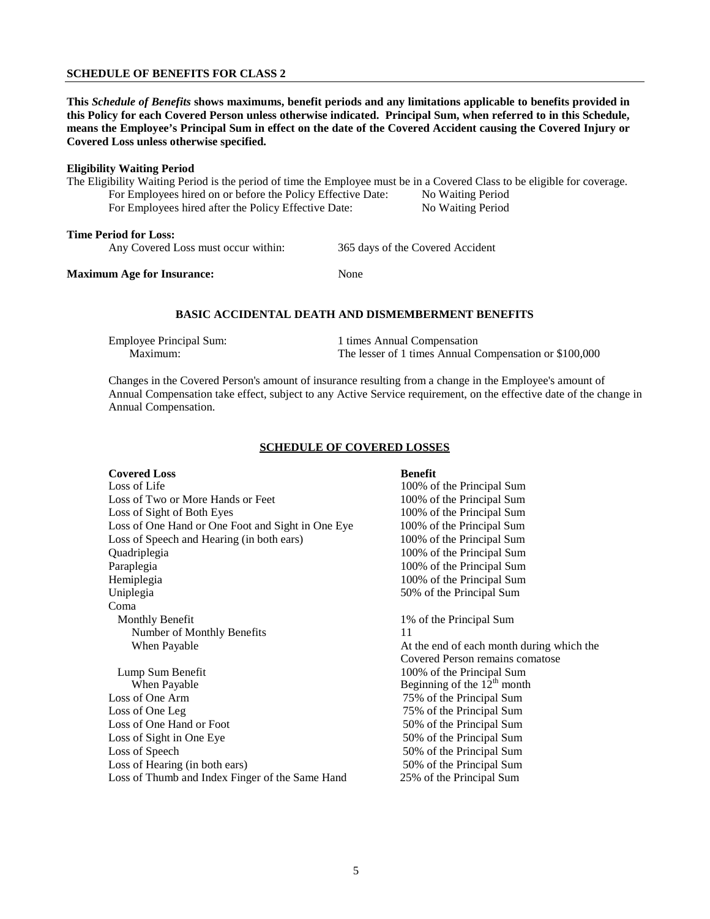## SCHEDULE OF BENEFITS FOR CLASS 2

**This *Schedule of Benefits* shows maximums, benefit periods and any limitations applicable to benefits provided in this Policy for each Covered Person unless otherwise indicated. Principal Sum, when referred to in this Schedule, means the Employee's Principal Sum in effect on the date of the Covered Accident causing the Covered Injury or Covered Loss unless otherwise specified.**

**Eligibility Waiting Period**

The Eligibility Waiting Period is the period of time the Employee must be in a Covered Class to be eligible for coverage.

| | |
|---|---|
| For Employees hired on or before the Policy Effective Date: | No Waiting Period |
| For Employees hired after the Policy Effective Date: | No Waiting Period |

**Time Period for Loss:**

| | |
|---|---|
| Any Covered Loss must occur within: | 365 days of the Covered Accident |

**Maximum Age for Insurance:** None

### BASIC ACCIDENTAL DEATH AND DISMEMBERMENT BENEFITS

| | |
|---|---|
| Employee Principal Sum: | 1 times Annual Compensation |
| Maximum: | The lesser of 1 times Annual Compensation or $100,000 |

Changes in the Covered Person's amount of insurance resulting from a change in the Employee's amount of Annual Compensation take effect, subject to any Active Service requirement, on the effective date of the change in Annual Compensation.

### SCHEDULE OF COVERED LOSSES

| Covered Loss | Benefit |
|---|---|
| Loss of Life | 100% of the Principal Sum |
| Loss of Two or More Hands or Feet | 100% of the Principal Sum |
| Loss of Sight of Both Eyes | 100% of the Principal Sum |
| Loss of One Hand or One Foot and Sight in One Eye | 100% of the Principal Sum |
| Loss of Speech and Hearing (in both ears) | 100% of the Principal Sum |
| Quadriplegia | 100% of the Principal Sum |
| Paraplegia | 100% of the Principal Sum |
| Hemiplegia | 100% of the Principal Sum |
| Uniplegia | 50% of the Principal Sum |
| Coma | |
| Monthly Benefit | 1% of the Principal Sum |
| Number of Monthly Benefits | 11 |
| When Payable | At the end of each month during which the Covered Person remains comatose |
| Lump Sum Benefit | 100% of the Principal Sum |
| When Payable | Beginning of the 12th month |
| Loss of One Arm | 75% of the Principal Sum |
| Loss of One Leg | 75% of the Principal Sum |
| Loss of One Hand or Foot | 50% of the Principal Sum |
| Loss of Sight in One Eye | 50% of the Principal Sum |
| Loss of Speech | 50% of the Principal Sum |
| Loss of Hearing (in both ears) | 50% of the Principal Sum |
| Loss of Thumb and Index Finger of the Same Hand | 25% of the Principal Sum |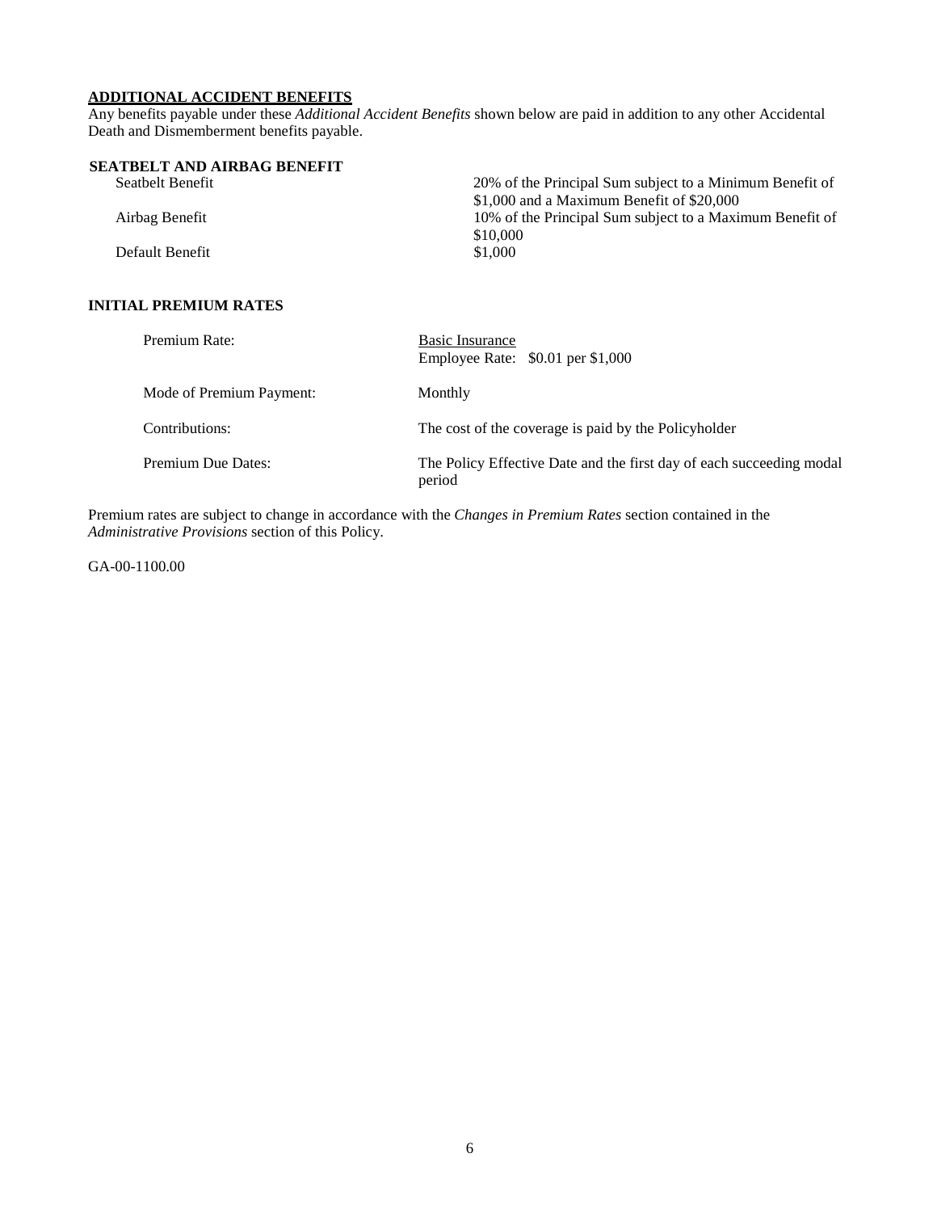**ADDITIONAL ACCIDENT BENEFITS**

Any benefits payable under these *Additional Accident Benefits* shown below are paid in addition to any other Accidental Death and Dismemberment benefits payable.

**SEATBELT AND AIRBAG BENEFIT**

| | |
|---|---|
| Seatbelt Benefit | 20% of the Principal Sum subject to a Minimum Benefit of $1,000 and a Maximum Benefit of $20,000 |
| Airbag Benefit | 10% of the Principal Sum subject to a Maximum Benefit of $10,000 |
| Default Benefit | $1,000 |

**INITIAL PREMIUM RATES**

| | |
|---|---|
| Premium Rate: | Basic Insurance<br>Employee Rate: $0.01 per $1,000 |
| Mode of Premium Payment: | Monthly |
| Contributions: | The cost of the coverage is paid by the Policyholder |
| Premium Due Dates: | The Policy Effective Date and the first day of each succeeding modal period |

Premium rates are subject to change in accordance with the *Changes in Premium Rates* section contained in the *Administrative Provisions* section of this Policy.

GA-00-1100.00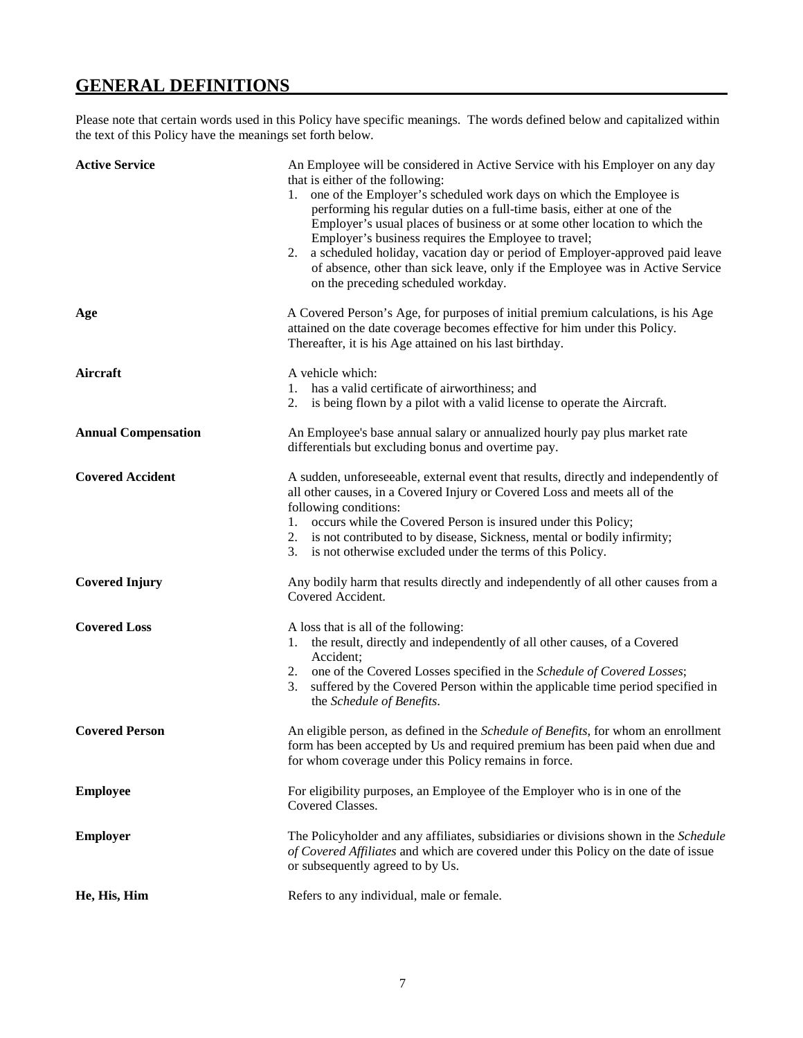## GENERAL DEFINITIONS

Please note that certain words used in this Policy have specific meanings. The words defined below and capitalized within the text of this Policy have the meanings set forth below.

**Active Service**

An Employee will be considered in Active Service with his Employer on any day that is either of the following:

1. one of the Employer's scheduled work days on which the Employee is performing his regular duties on a full-time basis, either at one of the Employer's usual places of business or at some other location to which the Employer's business requires the Employee to travel;
2. a scheduled holiday, vacation day or period of Employer-approved paid leave of absence, other than sick leave, only if the Employee was in Active Service on the preceding scheduled workday.

**Age**

A Covered Person's Age, for purposes of initial premium calculations, is his Age attained on the date coverage becomes effective for him under this Policy. Thereafter, it is his Age attained on his last birthday.

**Aircraft**

A vehicle which:

1. has a valid certificate of airworthiness; and
2. is being flown by a pilot with a valid license to operate the Aircraft.

**Annual Compensation**

An Employee's base annual salary or annualized hourly pay plus market rate differentials but excluding bonus and overtime pay.

**Covered Accident**

A sudden, unforeseeable, external event that results, directly and independently of all other causes, in a Covered Injury or Covered Loss and meets all of the following conditions:

1. occurs while the Covered Person is insured under this Policy;
2. is not contributed to by disease, Sickness, mental or bodily infirmity;
3. is not otherwise excluded under the terms of this Policy.

**Covered Injury**

Any bodily harm that results directly and independently of all other causes from a Covered Accident.

**Covered Loss**

A loss that is all of the following:

1. the result, directly and independently of all other causes, of a Covered Accident;
2. one of the Covered Losses specified in the *Schedule of Covered Losses*;
3. suffered by the Covered Person within the applicable time period specified in the *Schedule of Benefits*.

**Covered Person**

An eligible person, as defined in the *Schedule of Benefits*, for whom an enrollment form has been accepted by Us and required premium has been paid when due and for whom coverage under this Policy remains in force.

**Employee**

For eligibility purposes, an Employee of the Employer who is in one of the Covered Classes.

**Employer**

The Policyholder and any affiliates, subsidiaries or divisions shown in the *Schedule of Covered Affiliates* and which are covered under this Policy on the date of issue or subsequently agreed to by Us.

**He, His, Him**

Refers to any individual, male or female.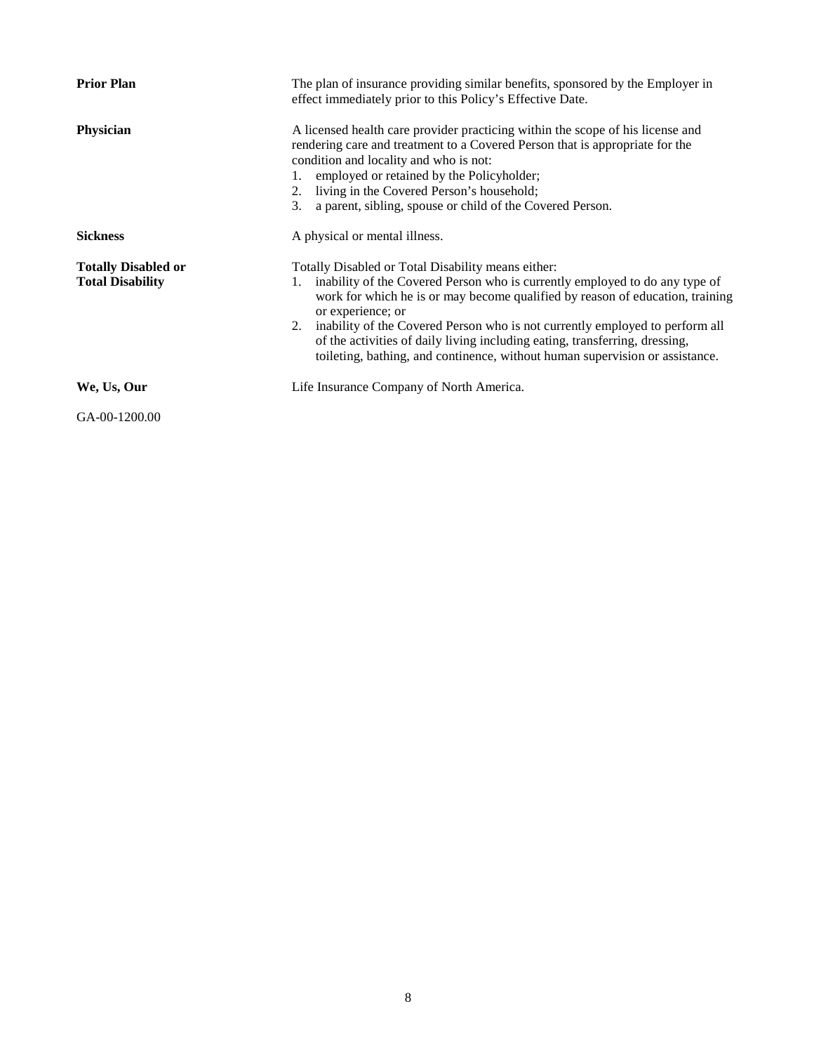**Prior Plan**

The plan of insurance providing similar benefits, sponsored by the Employer in effect immediately prior to this Policy's Effective Date.

**Physician**

A licensed health care provider practicing within the scope of his license and rendering care and treatment to a Covered Person that is appropriate for the condition and locality and who is not:

1. employed or retained by the Policyholder;
2. living in the Covered Person's household;
3. a parent, sibling, spouse or child of the Covered Person.

**Sickness**

A physical or mental illness.

**Totally Disabled or Total Disability**

Totally Disabled or Total Disability means either:

1. inability of the Covered Person who is currently employed to do any type of work for which he is or may become qualified by reason of education, training or experience; or
2. inability of the Covered Person who is not currently employed to perform all of the activities of daily living including eating, transferring, dressing, toileting, bathing, and continence, without human supervision or assistance.

**We, Us, Our**

Life Insurance Company of North America.

GA-00-1200.00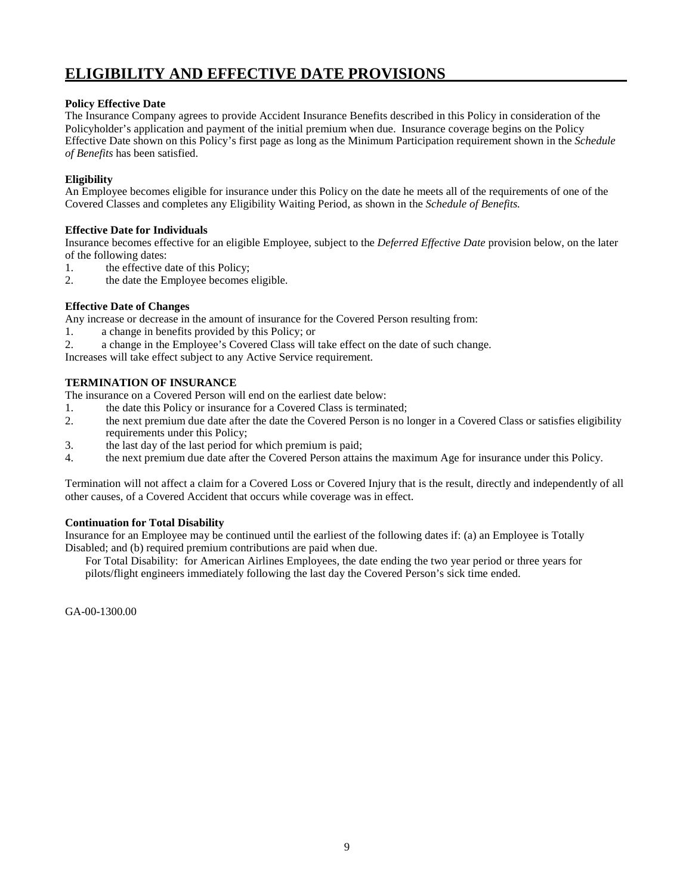# ELIGIBILITY AND EFFECTIVE DATE PROVISIONS

**Policy Effective Date**
The Insurance Company agrees to provide Accident Insurance Benefits described in this Policy in consideration of the Policyholder's application and payment of the initial premium when due. Insurance coverage begins on the Policy Effective Date shown on this Policy's first page as long as the Minimum Participation requirement shown in the *Schedule of Benefits* has been satisfied.

**Eligibility**
An Employee becomes eligible for insurance under this Policy on the date he meets all of the requirements of one of the Covered Classes and completes any Eligibility Waiting Period, as shown in the *Schedule of Benefits.*

**Effective Date for Individuals**
Insurance becomes effective for an eligible Employee, subject to the *Deferred Effective Date* provision below, on the later of the following dates:

1. the effective date of this Policy;
2. the date the Employee becomes eligible.

**Effective Date of Changes**
Any increase or decrease in the amount of insurance for the Covered Person resulting from:

1. a change in benefits provided by this Policy; or
2. a change in the Employee's Covered Class will take effect on the date of such change.

Increases will take effect subject to any Active Service requirement.

**TERMINATION OF INSURANCE**
The insurance on a Covered Person will end on the earliest date below:

1. the date this Policy or insurance for a Covered Class is terminated;
2. the next premium due date after the date the Covered Person is no longer in a Covered Class or satisfies eligibility requirements under this Policy;
3. the last day of the last period for which premium is paid;
4. the next premium due date after the Covered Person attains the maximum Age for insurance under this Policy.

Termination will not affect a claim for a Covered Loss or Covered Injury that is the result, directly and independently of all other causes, of a Covered Accident that occurs while coverage was in effect.

**Continuation for Total Disability**
Insurance for an Employee may be continued until the earliest of the following dates if: (a) an Employee is Totally Disabled; and (b) required premium contributions are paid when due.

For Total Disability: for American Airlines Employees, the date ending the two year period or three years for pilots/flight engineers immediately following the last day the Covered Person's sick time ended.

GA-00-1300.00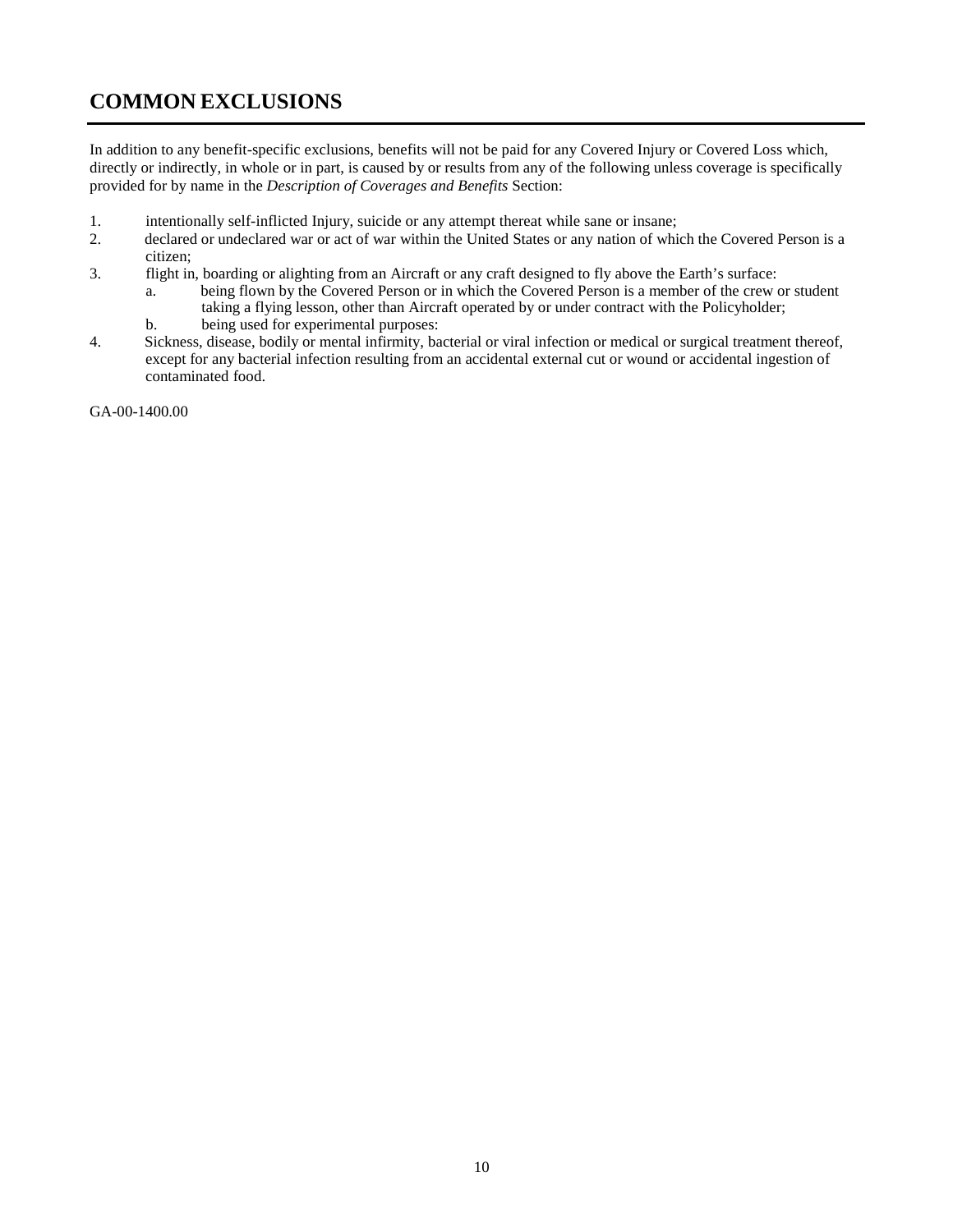# COMMON EXCLUSIONS

In addition to any benefit-specific exclusions, benefits will not be paid for any Covered Injury or Covered Loss which, directly or indirectly, in whole or in part, is caused by or results from any of the following unless coverage is specifically provided for by name in the *Description of Coverages and Benefits* Section:

1. intentionally self-inflicted Injury, suicide or any attempt thereat while sane or insane;
2. declared or undeclared war or act of war within the United States or any nation of which the Covered Person is a citizen;
3. flight in, boarding or alighting from an Aircraft or any craft designed to fly above the Earth's surface:
   a. being flown by the Covered Person or in which the Covered Person is a member of the crew or student taking a flying lesson, other than Aircraft operated by or under contract with the Policyholder;
   b. being used for experimental purposes:
4. Sickness, disease, bodily or mental infirmity, bacterial or viral infection or medical or surgical treatment thereof, except for any bacterial infection resulting from an accidental external cut or wound or accidental ingestion of contaminated food.

GA-00-1400.00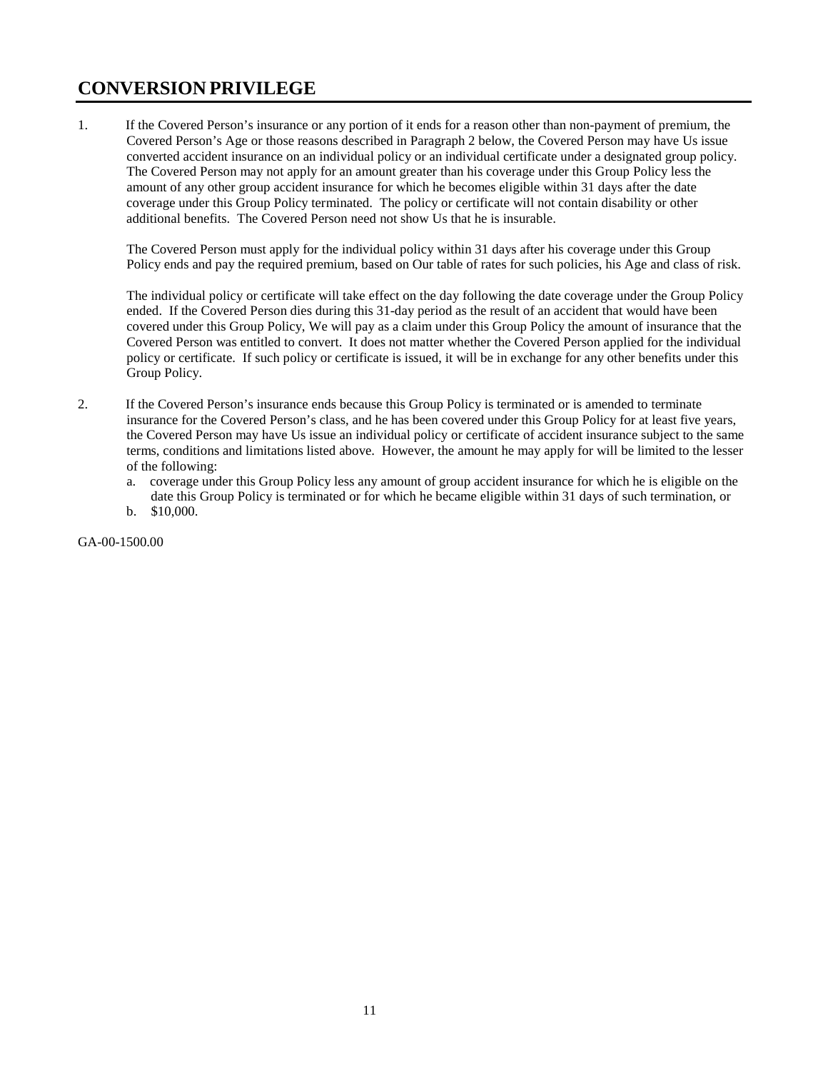# CONVERSION PRIVILEGE

1. If the Covered Person's insurance or any portion of it ends for a reason other than non-payment of premium, the Covered Person's Age or those reasons described in Paragraph 2 below, the Covered Person may have Us issue converted accident insurance on an individual policy or an individual certificate under a designated group policy. The Covered Person may not apply for an amount greater than his coverage under this Group Policy less the amount of any other group accident insurance for which he becomes eligible within 31 days after the date coverage under this Group Policy terminated. The policy or certificate will not contain disability or other additional benefits. The Covered Person need not show Us that he is insurable.

   The Covered Person must apply for the individual policy within 31 days after his coverage under this Group Policy ends and pay the required premium, based on Our table of rates for such policies, his Age and class of risk.

   The individual policy or certificate will take effect on the day following the date coverage under the Group Policy ended. If the Covered Person dies during this 31-day period as the result of an accident that would have been covered under this Group Policy, We will pay as a claim under this Group Policy the amount of insurance that the Covered Person was entitled to convert. It does not matter whether the Covered Person applied for the individual policy or certificate. If such policy or certificate is issued, it will be in exchange for any other benefits under this Group Policy.

2. If the Covered Person's insurance ends because this Group Policy is terminated or is amended to terminate insurance for the Covered Person's class, and he has been covered under this Group Policy for at least five years, the Covered Person may have Us issue an individual policy or certificate of accident insurance subject to the same terms, conditions and limitations listed above. However, the amount he may apply for will be limited to the lesser of the following:
   a. coverage under this Group Policy less any amount of group accident insurance for which he is eligible on the date this Group Policy is terminated or for which he became eligible within 31 days of such termination, or
   b. $10,000.

GA-00-1500.00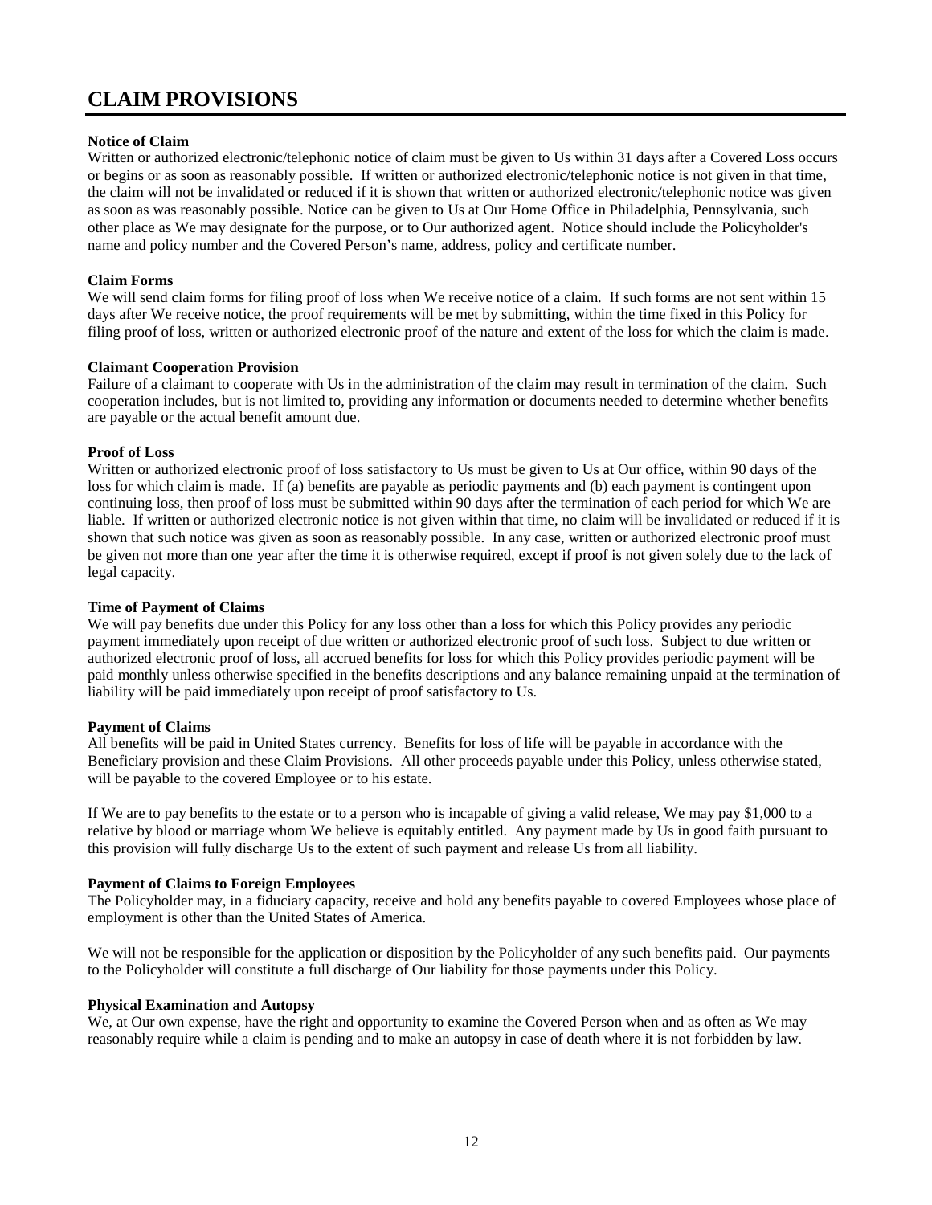# CLAIM PROVISIONS

**Notice of Claim**
Written or authorized electronic/telephonic notice of claim must be given to Us within 31 days after a Covered Loss occurs or begins or as soon as reasonably possible. If written or authorized electronic/telephonic notice is not given in that time, the claim will not be invalidated or reduced if it is shown that written or authorized electronic/telephonic notice was given as soon as was reasonably possible. Notice can be given to Us at Our Home Office in Philadelphia, Pennsylvania, such other place as We may designate for the purpose, or to Our authorized agent. Notice should include the Policyholder's name and policy number and the Covered Person's name, address, policy and certificate number.

**Claim Forms**
We will send claim forms for filing proof of loss when We receive notice of a claim. If such forms are not sent within 15 days after We receive notice, the proof requirements will be met by submitting, within the time fixed in this Policy for filing proof of loss, written or authorized electronic proof of the nature and extent of the loss for which the claim is made.

**Claimant Cooperation Provision**
Failure of a claimant to cooperate with Us in the administration of the claim may result in termination of the claim. Such cooperation includes, but is not limited to, providing any information or documents needed to determine whether benefits are payable or the actual benefit amount due.

**Proof of Loss**
Written or authorized electronic proof of loss satisfactory to Us must be given to Us at Our office, within 90 days of the loss for which claim is made. If (a) benefits are payable as periodic payments and (b) each payment is contingent upon continuing loss, then proof of loss must be submitted within 90 days after the termination of each period for which We are liable. If written or authorized electronic notice is not given within that time, no claim will be invalidated or reduced if it is shown that such notice was given as soon as reasonably possible. In any case, written or authorized electronic proof must be given not more than one year after the time it is otherwise required, except if proof is not given solely due to the lack of legal capacity.

**Time of Payment of Claims**
We will pay benefits due under this Policy for any loss other than a loss for which this Policy provides any periodic payment immediately upon receipt of due written or authorized electronic proof of such loss. Subject to due written or authorized electronic proof of loss, all accrued benefits for loss for which this Policy provides periodic payment will be paid monthly unless otherwise specified in the benefits descriptions and any balance remaining unpaid at the termination of liability will be paid immediately upon receipt of proof satisfactory to Us.

**Payment of Claims**
All benefits will be paid in United States currency. Benefits for loss of life will be payable in accordance with the Beneficiary provision and these Claim Provisions. All other proceeds payable under this Policy, unless otherwise stated, will be payable to the covered Employee or to his estate.

If We are to pay benefits to the estate or to a person who is incapable of giving a valid release, We may pay $1,000 to a relative by blood or marriage whom We believe is equitably entitled. Any payment made by Us in good faith pursuant to this provision will fully discharge Us to the extent of such payment and release Us from all liability.

**Payment of Claims to Foreign Employees**
The Policyholder may, in a fiduciary capacity, receive and hold any benefits payable to covered Employees whose place of employment is other than the United States of America.

We will not be responsible for the application or disposition by the Policyholder of any such benefits paid. Our payments to the Policyholder will constitute a full discharge of Our liability for those payments under this Policy.

**Physical Examination and Autopsy**
We, at Our own expense, have the right and opportunity to examine the Covered Person when and as often as We may reasonably require while a claim is pending and to make an autopsy in case of death where it is not forbidden by law.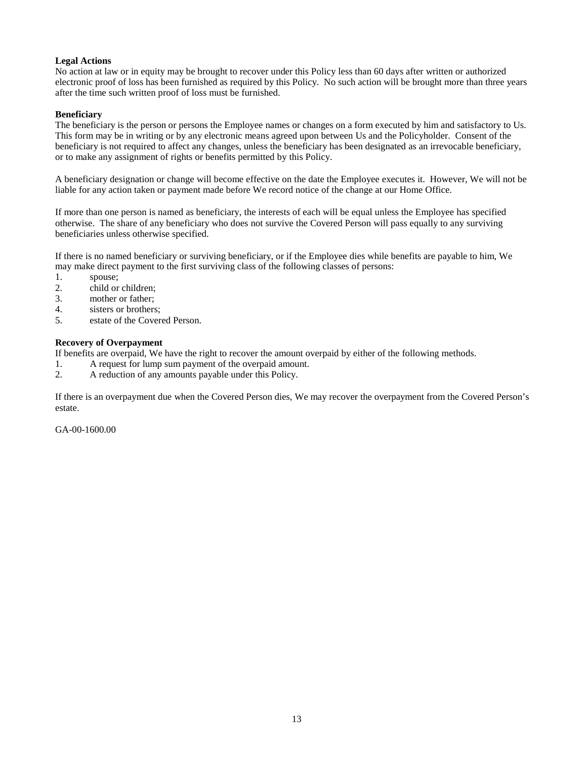**Legal Actions**

No action at law or in equity may be brought to recover under this Policy less than 60 days after written or authorized electronic proof of loss has been furnished as required by this Policy. No such action will be brought more than three years after the time such written proof of loss must be furnished.

**Beneficiary**

The beneficiary is the person or persons the Employee names or changes on a form executed by him and satisfactory to Us. This form may be in writing or by any electronic means agreed upon between Us and the Policyholder. Consent of the beneficiary is not required to affect any changes, unless the beneficiary has been designated as an irrevocable beneficiary, or to make any assignment of rights or benefits permitted by this Policy.

A beneficiary designation or change will become effective on the date the Employee executes it. However, We will not be liable for any action taken or payment made before We record notice of the change at our Home Office.

If more than one person is named as beneficiary, the interests of each will be equal unless the Employee has specified otherwise. The share of any beneficiary who does not survive the Covered Person will pass equally to any surviving beneficiaries unless otherwise specified.

If there is no named beneficiary or surviving beneficiary, or if the Employee dies while benefits are payable to him, We may make direct payment to the first surviving class of the following classes of persons:

1. spouse;
2. child or children;
3. mother or father;
4. sisters or brothers;
5. estate of the Covered Person.

**Recovery of Overpayment**

If benefits are overpaid, We have the right to recover the amount overpaid by either of the following methods.

1. A request for lump sum payment of the overpaid amount.
2. A reduction of any amounts payable under this Policy.

If there is an overpayment due when the Covered Person dies, We may recover the overpayment from the Covered Person's estate.

GA-00-1600.00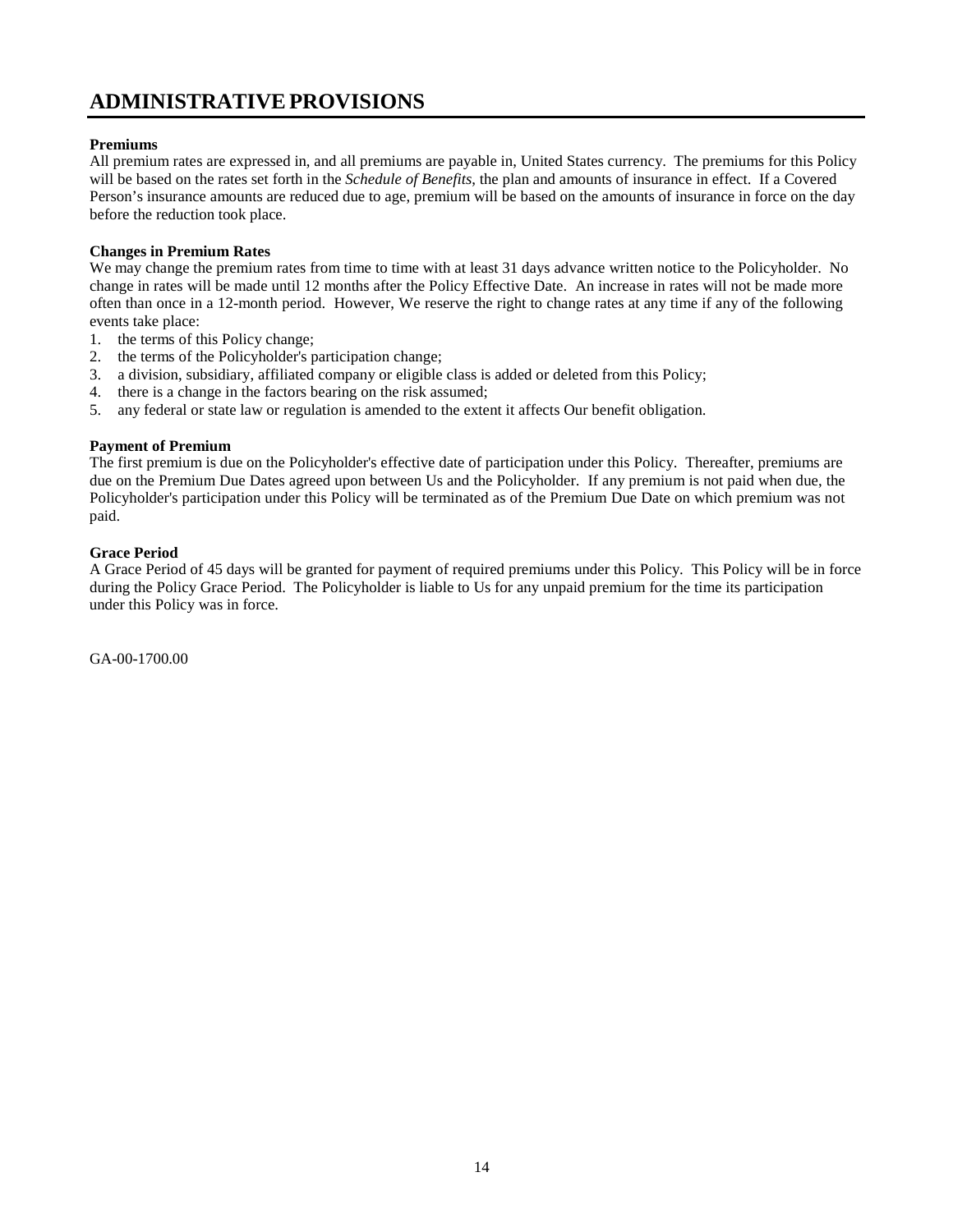# ADMINISTRATIVE PROVISIONS

**Premiums**
All premium rates are expressed in, and all premiums are payable in, United States currency. The premiums for this Policy will be based on the rates set forth in the *Schedule of Benefits*, the plan and amounts of insurance in effect. If a Covered Person's insurance amounts are reduced due to age, premium will be based on the amounts of insurance in force on the day before the reduction took place.

**Changes in Premium Rates**
We may change the premium rates from time to time with at least 31 days advance written notice to the Policyholder. No change in rates will be made until 12 months after the Policy Effective Date. An increase in rates will not be made more often than once in a 12-month period. However, We reserve the right to change rates at any time if any of the following events take place:

1. the terms of this Policy change;
2. the terms of the Policyholder's participation change;
3. a division, subsidiary, affiliated company or eligible class is added or deleted from this Policy;
4. there is a change in the factors bearing on the risk assumed;
5. any federal or state law or regulation is amended to the extent it affects Our benefit obligation.

**Payment of Premium**
The first premium is due on the Policyholder's effective date of participation under this Policy. Thereafter, premiums are due on the Premium Due Dates agreed upon between Us and the Policyholder. If any premium is not paid when due, the Policyholder's participation under this Policy will be terminated as of the Premium Due Date on which premium was not paid.

**Grace Period**
A Grace Period of 45 days will be granted for payment of required premiums under this Policy. This Policy will be in force during the Policy Grace Period. The Policyholder is liable to Us for any unpaid premium for the time its participation under this Policy was in force.

GA-00-1700.00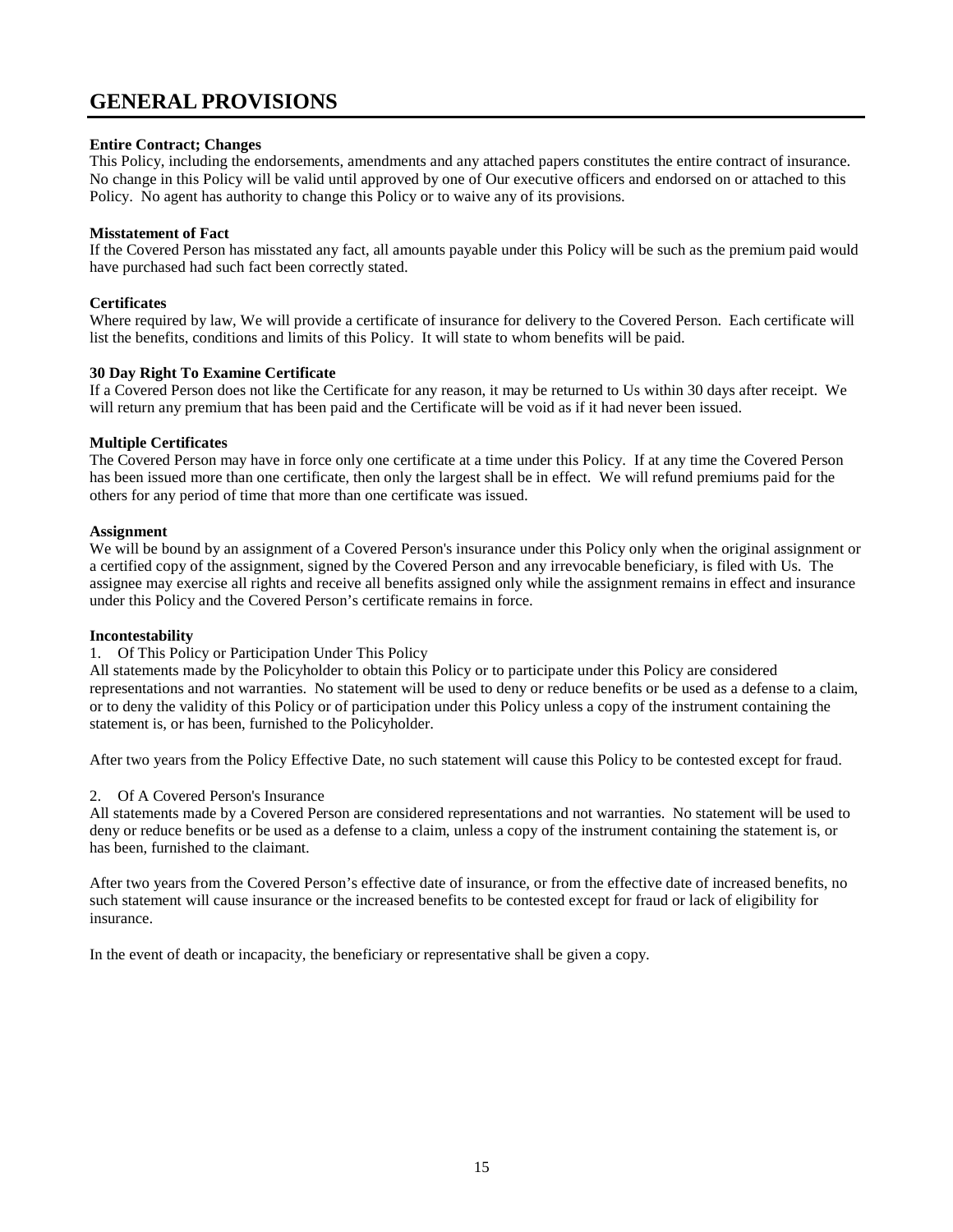# GENERAL PROVISIONS

**Entire Contract; Changes**
This Policy, including the endorsements, amendments and any attached papers constitutes the entire contract of insurance. No change in this Policy will be valid until approved by one of Our executive officers and endorsed on or attached to this Policy. No agent has authority to change this Policy or to waive any of its provisions.

**Misstatement of Fact**
If the Covered Person has misstated any fact, all amounts payable under this Policy will be such as the premium paid would have purchased had such fact been correctly stated.

**Certificates**
Where required by law, We will provide a certificate of insurance for delivery to the Covered Person. Each certificate will list the benefits, conditions and limits of this Policy. It will state to whom benefits will be paid.

**30 Day Right To Examine Certificate**
If a Covered Person does not like the Certificate for any reason, it may be returned to Us within 30 days after receipt. We will return any premium that has been paid and the Certificate will be void as if it had never been issued.

**Multiple Certificates**
The Covered Person may have in force only one certificate at a time under this Policy. If at any time the Covered Person has been issued more than one certificate, then only the largest shall be in effect. We will refund premiums paid for the others for any period of time that more than one certificate was issued.

**Assignment**
We will be bound by an assignment of a Covered Person's insurance under this Policy only when the original assignment or a certified copy of the assignment, signed by the Covered Person and any irrevocable beneficiary, is filed with Us. The assignee may exercise all rights and receive all benefits assigned only while the assignment remains in effect and insurance under this Policy and the Covered Person's certificate remains in force.

**Incontestability**

1. Of This Policy or Participation Under This Policy

All statements made by the Policyholder to obtain this Policy or to participate under this Policy are considered representations and not warranties. No statement will be used to deny or reduce benefits or be used as a defense to a claim, or to deny the validity of this Policy or of participation under this Policy unless a copy of the instrument containing the statement is, or has been, furnished to the Policyholder.

After two years from the Policy Effective Date, no such statement will cause this Policy to be contested except for fraud.

2. Of A Covered Person's Insurance

All statements made by a Covered Person are considered representations and not warranties. No statement will be used to deny or reduce benefits or be used as a defense to a claim, unless a copy of the instrument containing the statement is, or has been, furnished to the claimant.

After two years from the Covered Person's effective date of insurance, or from the effective date of increased benefits, no such statement will cause insurance or the increased benefits to be contested except for fraud or lack of eligibility for insurance.

In the event of death or incapacity, the beneficiary or representative shall be given a copy.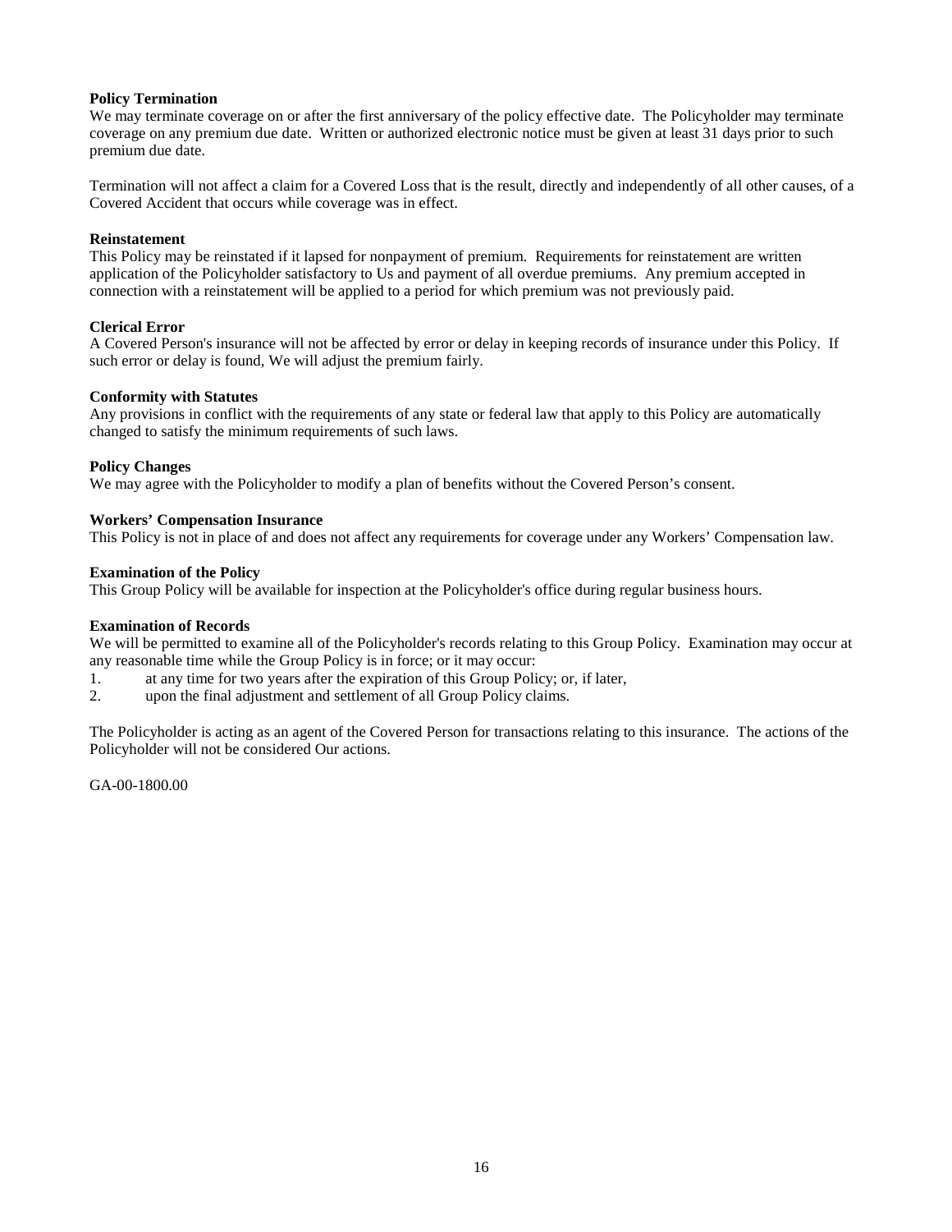**Policy Termination**
We may terminate coverage on or after the first anniversary of the policy effective date. The Policyholder may terminate coverage on any premium due date. Written or authorized electronic notice must be given at least 31 days prior to such premium due date.

Termination will not affect a claim for a Covered Loss that is the result, directly and independently of all other causes, of a Covered Accident that occurs while coverage was in effect.

**Reinstatement**
This Policy may be reinstated if it lapsed for nonpayment of premium. Requirements for reinstatement are written application of the Policyholder satisfactory to Us and payment of all overdue premiums. Any premium accepted in connection with a reinstatement will be applied to a period for which premium was not previously paid.

**Clerical Error**
A Covered Person's insurance will not be affected by error or delay in keeping records of insurance under this Policy. If such error or delay is found, We will adjust the premium fairly.

**Conformity with Statutes**
Any provisions in conflict with the requirements of any state or federal law that apply to this Policy are automatically changed to satisfy the minimum requirements of such laws.

**Policy Changes**
We may agree with the Policyholder to modify a plan of benefits without the Covered Person's consent.

**Workers' Compensation Insurance**
This Policy is not in place of and does not affect any requirements for coverage under any Workers' Compensation law.

**Examination of the Policy**
This Group Policy will be available for inspection at the Policyholder's office during regular business hours.

**Examination of Records**
We will be permitted to examine all of the Policyholder's records relating to this Group Policy. Examination may occur at any reasonable time while the Group Policy is in force; or it may occur:

1. at any time for two years after the expiration of this Group Policy; or, if later,
2. upon the final adjustment and settlement of all Group Policy claims.

The Policyholder is acting as an agent of the Covered Person for transactions relating to this insurance. The actions of the Policyholder will not be considered Our actions.

GA-00-1800.00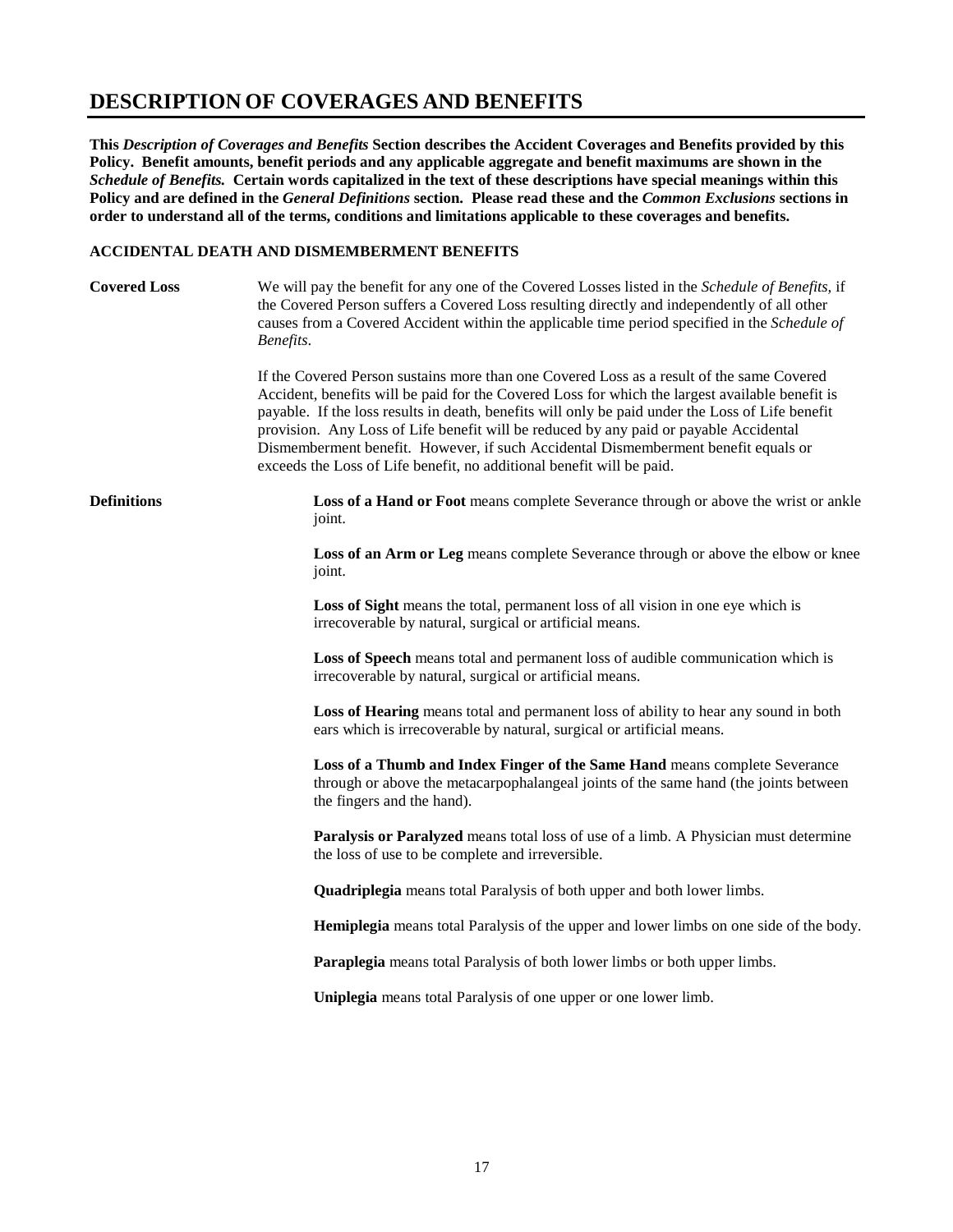# DESCRIPTION OF COVERAGES AND BENEFITS

**This *Description of Coverages and Benefits* Section describes the Accident Coverages and Benefits provided by this Policy. Benefit amounts, benefit periods and any applicable aggregate and benefit maximums are shown in the *Schedule of Benefits.* Certain words capitalized in the text of these descriptions have special meanings within this Policy and are defined in the *General Definitions* section. Please read these and the *Common Exclusions* sections in order to understand all of the terms, conditions and limitations applicable to these coverages and benefits.**

### ACCIDENTAL DEATH AND DISMEMBERMENT BENEFITS

**Covered Loss**

We will pay the benefit for any one of the Covered Losses listed in the *Schedule of Benefits*, if the Covered Person suffers a Covered Loss resulting directly and independently of all other causes from a Covered Accident within the applicable time period specified in the *Schedule of Benefits*.

If the Covered Person sustains more than one Covered Loss as a result of the same Covered Accident, benefits will be paid for the Covered Loss for which the largest available benefit is payable. If the loss results in death, benefits will only be paid under the Loss of Life benefit provision. Any Loss of Life benefit will be reduced by any paid or payable Accidental Dismemberment benefit. However, if such Accidental Dismemberment benefit equals or exceeds the Loss of Life benefit, no additional benefit will be paid.

**Definitions**

**Loss of a Hand or Foot** means complete Severance through or above the wrist or ankle joint.

**Loss of an Arm or Leg** means complete Severance through or above the elbow or knee joint.

**Loss of Sight** means the total, permanent loss of all vision in one eye which is irrecoverable by natural, surgical or artificial means.

**Loss of Speech** means total and permanent loss of audible communication which is irrecoverable by natural, surgical or artificial means.

**Loss of Hearing** means total and permanent loss of ability to hear any sound in both ears which is irrecoverable by natural, surgical or artificial means.

**Loss of a Thumb and Index Finger of the Same Hand** means complete Severance through or above the metacarpophalangeal joints of the same hand (the joints between the fingers and the hand).

**Paralysis or Paralyzed** means total loss of use of a limb. A Physician must determine the loss of use to be complete and irreversible.

**Quadriplegia** means total Paralysis of both upper and both lower limbs.

**Hemiplegia** means total Paralysis of the upper and lower limbs on one side of the body.

**Paraplegia** means total Paralysis of both lower limbs or both upper limbs.

**Uniplegia** means total Paralysis of one upper or one lower limb.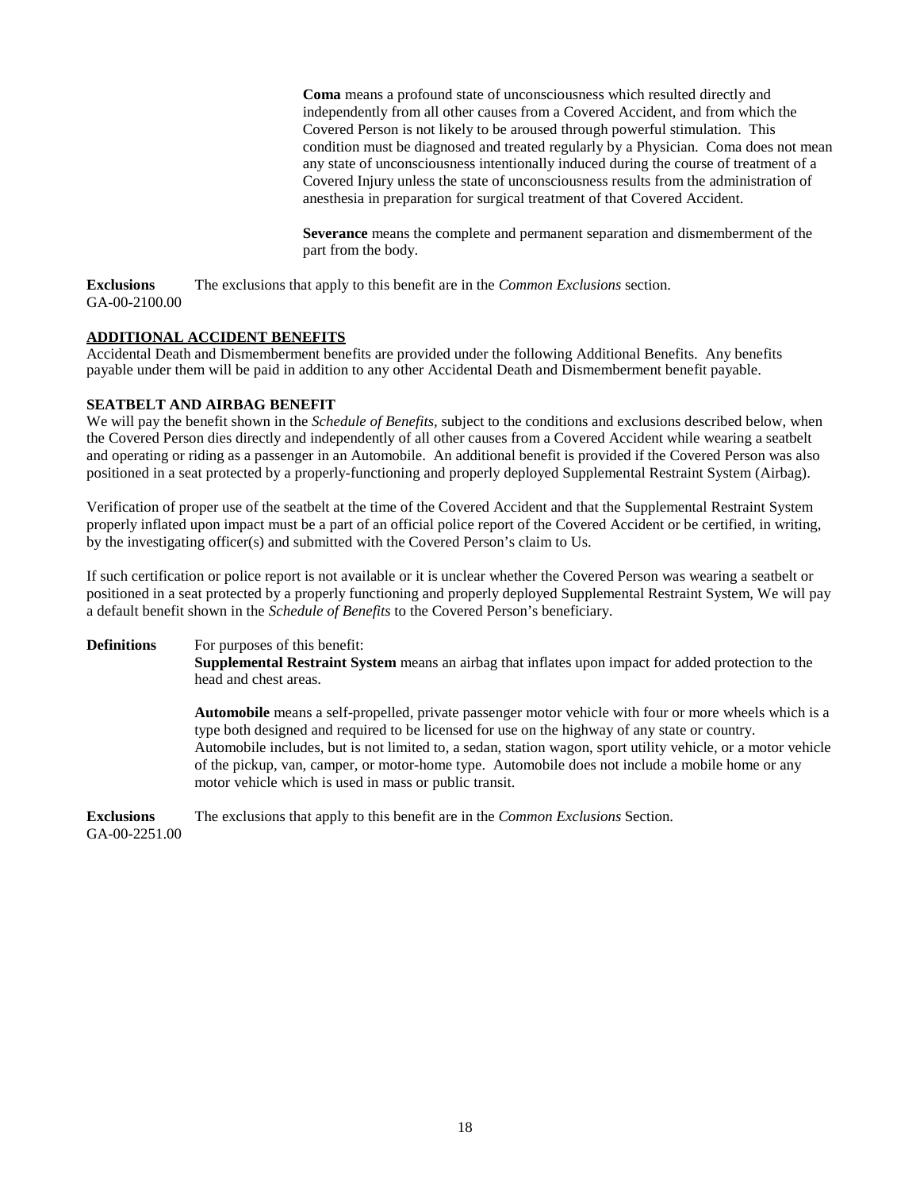**Coma** means a profound state of unconsciousness which resulted directly and independently from all other causes from a Covered Accident, and from which the Covered Person is not likely to be aroused through powerful stimulation. This condition must be diagnosed and treated regularly by a Physician. Coma does not mean any state of unconsciousness intentionally induced during the course of treatment of a Covered Injury unless the state of unconsciousness results from the administration of anesthesia in preparation for surgical treatment of that Covered Accident.

**Severance** means the complete and permanent separation and dismemberment of the part from the body.

**Exclusions** The exclusions that apply to this benefit are in the *Common Exclusions* section.
GA-00-2100.00

## ADDITIONAL ACCIDENT BENEFITS

Accidental Death and Dismemberment benefits are provided under the following Additional Benefits. Any benefits payable under them will be paid in addition to any other Accidental Death and Dismemberment benefit payable.

### SEATBELT AND AIRBAG BENEFIT

We will pay the benefit shown in the *Schedule of Benefits*, subject to the conditions and exclusions described below, when the Covered Person dies directly and independently of all other causes from a Covered Accident while wearing a seatbelt and operating or riding as a passenger in an Automobile. An additional benefit is provided if the Covered Person was also positioned in a seat protected by a properly-functioning and properly deployed Supplemental Restraint System (Airbag).

Verification of proper use of the seatbelt at the time of the Covered Accident and that the Supplemental Restraint System properly inflated upon impact must be a part of an official police report of the Covered Accident or be certified, in writing, by the investigating officer(s) and submitted with the Covered Person's claim to Us.

If such certification or police report is not available or it is unclear whether the Covered Person was wearing a seatbelt or positioned in a seat protected by a properly functioning and properly deployed Supplemental Restraint System, We will pay a default benefit shown in the *Schedule of Benefits* to the Covered Person's beneficiary.

**Definitions** For purposes of this benefit:

**Supplemental Restraint System** means an airbag that inflates upon impact for added protection to the head and chest areas.

**Automobile** means a self-propelled, private passenger motor vehicle with four or more wheels which is a type both designed and required to be licensed for use on the highway of any state or country. Automobile includes, but is not limited to, a sedan, station wagon, sport utility vehicle, or a motor vehicle of the pickup, van, camper, or motor-home type. Automobile does not include a mobile home or any motor vehicle which is used in mass or public transit.

**Exclusions** The exclusions that apply to this benefit are in the *Common Exclusions* Section.
GA-00-2251.00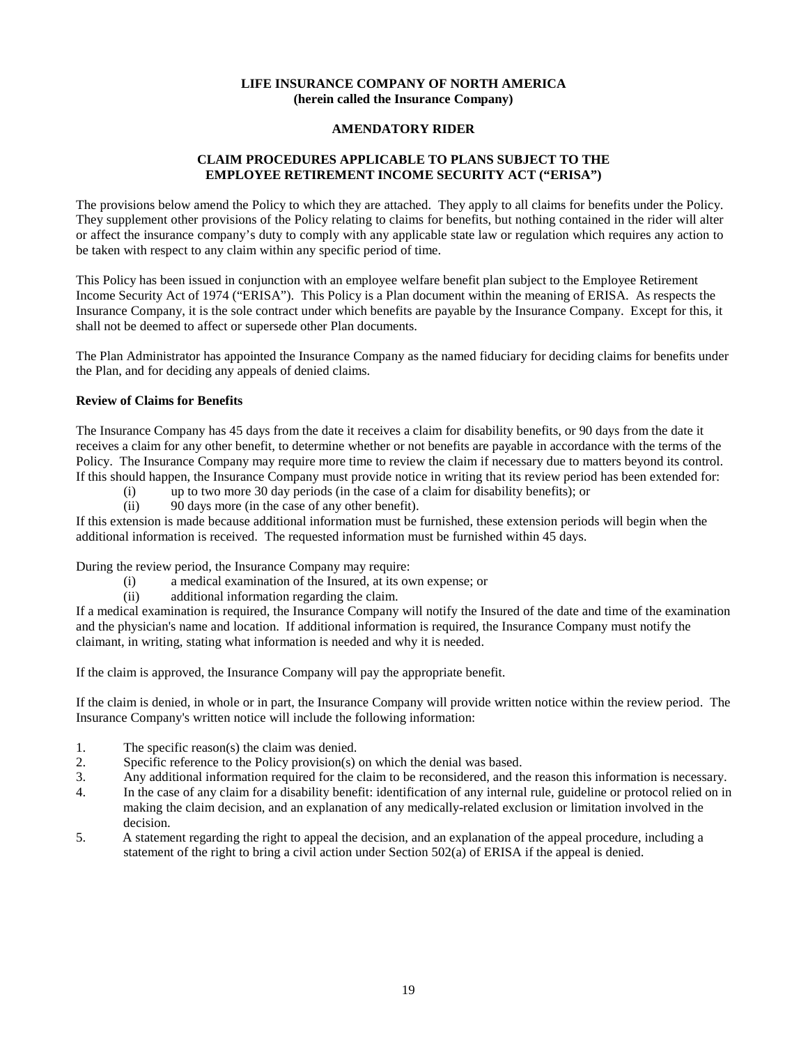**LIFE INSURANCE COMPANY OF NORTH AMERICA**
**(herein called the Insurance Company)**

**AMENDATORY RIDER**

**CLAIM PROCEDURES APPLICABLE TO PLANS SUBJECT TO THE EMPLOYEE RETIREMENT INCOME SECURITY ACT ("ERISA")**

The provisions below amend the Policy to which they are attached. They apply to all claims for benefits under the Policy. They supplement other provisions of the Policy relating to claims for benefits, but nothing contained in the rider will alter or affect the insurance company's duty to comply with any applicable state law or regulation which requires any action to be taken with respect to any claim within any specific period of time.

This Policy has been issued in conjunction with an employee welfare benefit plan subject to the Employee Retirement Income Security Act of 1974 ("ERISA"). This Policy is a Plan document within the meaning of ERISA. As respects the Insurance Company, it is the sole contract under which benefits are payable by the Insurance Company. Except for this, it shall not be deemed to affect or supersede other Plan documents.

The Plan Administrator has appointed the Insurance Company as the named fiduciary for deciding claims for benefits under the Plan, and for deciding any appeals of denied claims.

**Review of Claims for Benefits**

The Insurance Company has 45 days from the date it receives a claim for disability benefits, or 90 days from the date it receives a claim for any other benefit, to determine whether or not benefits are payable in accordance with the terms of the Policy. The Insurance Company may require more time to review the claim if necessary due to matters beyond its control. If this should happen, the Insurance Company must provide notice in writing that its review period has been extended for:

(i) up to two more 30 day periods (in the case of a claim for disability benefits); or
(ii) 90 days more (in the case of any other benefit).

If this extension is made because additional information must be furnished, these extension periods will begin when the additional information is received. The requested information must be furnished within 45 days.

During the review period, the Insurance Company may require:

(i) a medical examination of the Insured, at its own expense; or
(ii) additional information regarding the claim.

If a medical examination is required, the Insurance Company will notify the Insured of the date and time of the examination and the physician's name and location. If additional information is required, the Insurance Company must notify the claimant, in writing, stating what information is needed and why it is needed.

If the claim is approved, the Insurance Company will pay the appropriate benefit.

If the claim is denied, in whole or in part, the Insurance Company will provide written notice within the review period. The Insurance Company's written notice will include the following information:

1. The specific reason(s) the claim was denied.
2. Specific reference to the Policy provision(s) on which the denial was based.
3. Any additional information required for the claim to be reconsidered, and the reason this information is necessary.
4. In the case of any claim for a disability benefit: identification of any internal rule, guideline or protocol relied on in making the claim decision, and an explanation of any medically-related exclusion or limitation involved in the decision.
5. A statement regarding the right to appeal the decision, and an explanation of the appeal procedure, including a statement of the right to bring a civil action under Section 502(a) of ERISA if the appeal is denied.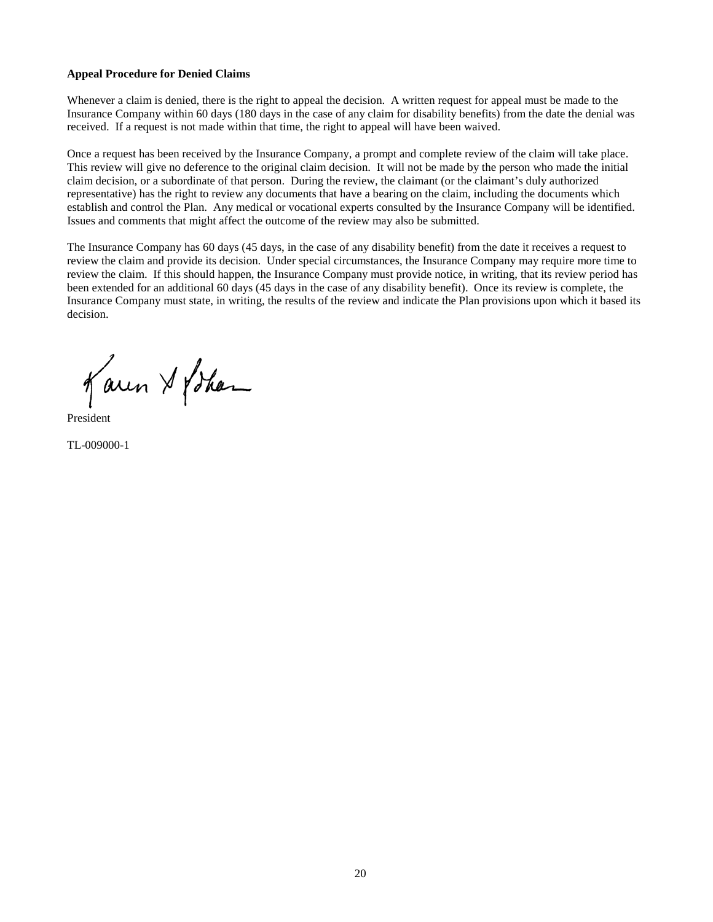**Appeal Procedure for Denied Claims**

Whenever a claim is denied, there is the right to appeal the decision. A written request for appeal must be made to the Insurance Company within 60 days (180 days in the case of any claim for disability benefits) from the date the denial was received. If a request is not made within that time, the right to appeal will have been waived.

Once a request has been received by the Insurance Company, a prompt and complete review of the claim will take place. This review will give no deference to the original claim decision. It will not be made by the person who made the initial claim decision, or a subordinate of that person. During the review, the claimant (or the claimant's duly authorized representative) has the right to review any documents that have a bearing on the claim, including the documents which establish and control the Plan. Any medical or vocational experts consulted by the Insurance Company will be identified. Issues and comments that might affect the outcome of the review may also be submitted.

The Insurance Company has 60 days (45 days, in the case of any disability benefit) from the date it receives a request to review the claim and provide its decision. Under special circumstances, the Insurance Company may require more time to review the claim. If this should happen, the Insurance Company must provide notice, in writing, that its review period has been extended for an additional 60 days (45 days in the case of any disability benefit). Once its review is complete, the Insurance Company must state, in writing, the results of the review and indicate the Plan provisions upon which it based its decision.

President

TL-009000-1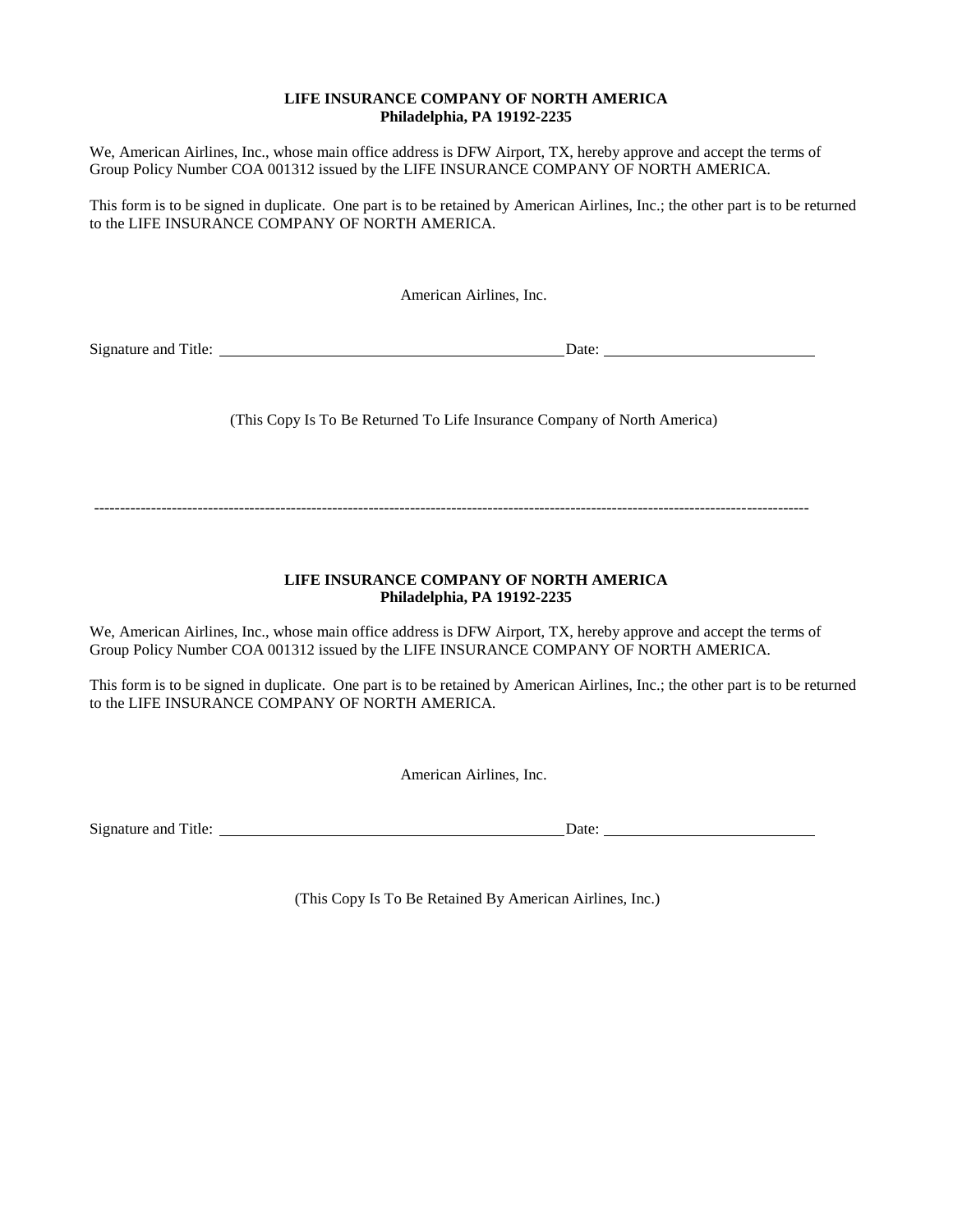**LIFE INSURANCE COMPANY OF NORTH AMERICA**
**Philadelphia, PA 19192-2235**

We, American Airlines, Inc., whose main office address is DFW Airport, TX, hereby approve and accept the terms of Group Policy Number COA 001312 issued by the LIFE INSURANCE COMPANY OF NORTH AMERICA.

This form is to be signed in duplicate. One part is to be retained by American Airlines, Inc.; the other part is to be returned to the LIFE INSURANCE COMPANY OF NORTH AMERICA.

American Airlines, Inc.

Signature and Title: ____________________________________________ Date: ___________________________

(This Copy Is To Be Returned To Life Insurance Company of North America)

---

**LIFE INSURANCE COMPANY OF NORTH AMERICA**
**Philadelphia, PA 19192-2235**

We, American Airlines, Inc., whose main office address is DFW Airport, TX, hereby approve and accept the terms of Group Policy Number COA 001312 issued by the LIFE INSURANCE COMPANY OF NORTH AMERICA.

This form is to be signed in duplicate. One part is to be retained by American Airlines, Inc.; the other part is to be returned to the LIFE INSURANCE COMPANY OF NORTH AMERICA.

American Airlines, Inc.

Signature and Title: ____________________________________________ Date: ___________________________

(This Copy Is To Be Retained By American Airlines, Inc.)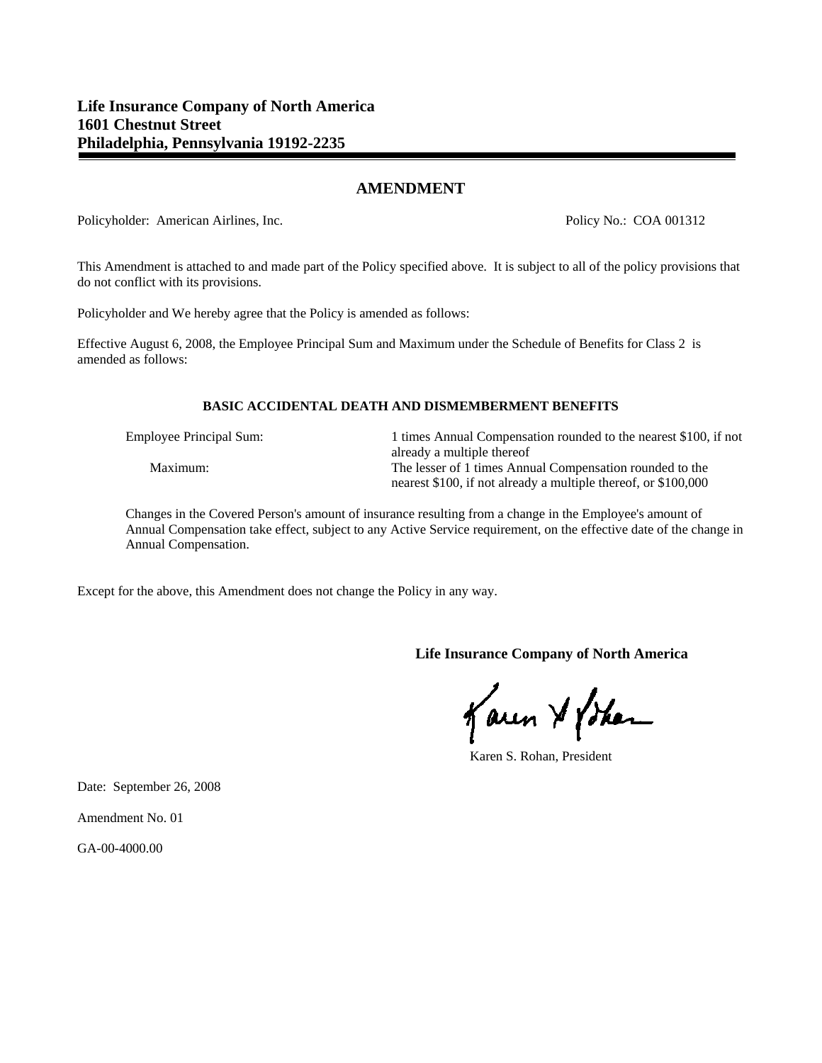**Life Insurance Company of North America**
**1601 Chestnut Street**
**Philadelphia, Pennsylvania 19192-2235**

---

## AMENDMENT

Policyholder: American Airlines, Inc. Policy No.: COA 001312

This Amendment is attached to and made part of the Policy specified above. It is subject to all of the policy provisions that do not conflict with its provisions.

Policyholder and We hereby agree that the Policy is amended as follows:

Effective August 6, 2008, the Employee Principal Sum and Maximum under the Schedule of Benefits for Class 2 is amended as follows:

### BASIC ACCIDENTAL DEATH AND DISMEMBERMENT BENEFITS

| | |
|---|---|
| Employee Principal Sum: | 1 times Annual Compensation rounded to the nearest $100, if not already a multiple thereof |
| Maximum: | The lesser of 1 times Annual Compensation rounded to the nearest $100, if not already a multiple thereof, or $100,000 |

Changes in the Covered Person's amount of insurance resulting from a change in the Employee's amount of Annual Compensation take effect, subject to any Active Service requirement, on the effective date of the change in Annual Compensation.

Except for the above, this Amendment does not change the Policy in any way.

**Life Insurance Company of North America**

Karen S. Rohan, President

Date: September 26, 2008

Amendment No. 01

GA-00-4000.00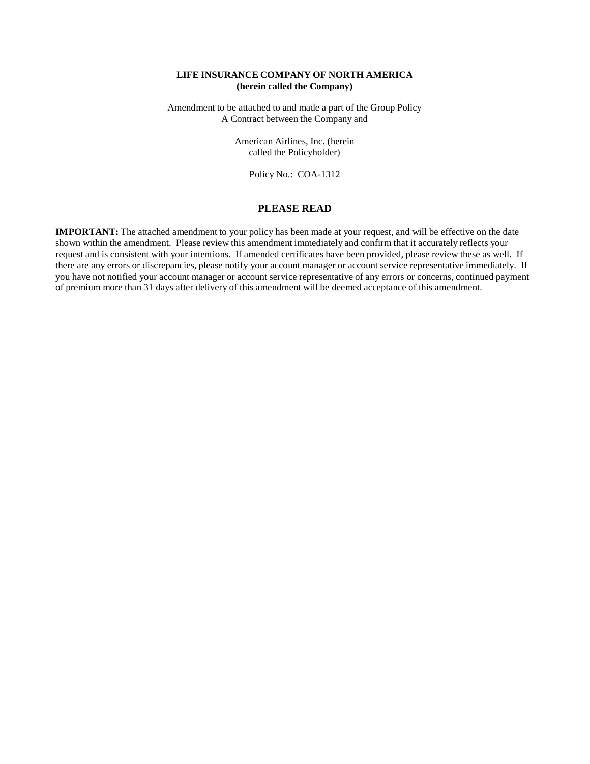**LIFE INSURANCE COMPANY OF NORTH AMERICA**
**(herein called the Company)**

Amendment to be attached to and made a part of the Group Policy
A Contract between the Company and

American Airlines, Inc. (herein
called the Policyholder)

Policy No.: COA-1312

## PLEASE READ

**IMPORTANT:** The attached amendment to your policy has been made at your request, and will be effective on the date shown within the amendment. Please review this amendment immediately and confirm that it accurately reflects your request and is consistent with your intentions. If amended certificates have been provided, please review these as well. If there are any errors or discrepancies, please notify your account manager or account service representative immediately. If you have not notified your account manager or account service representative of any errors or concerns, continued payment of premium more than 31 days after delivery of this amendment will be deemed acceptance of this amendment.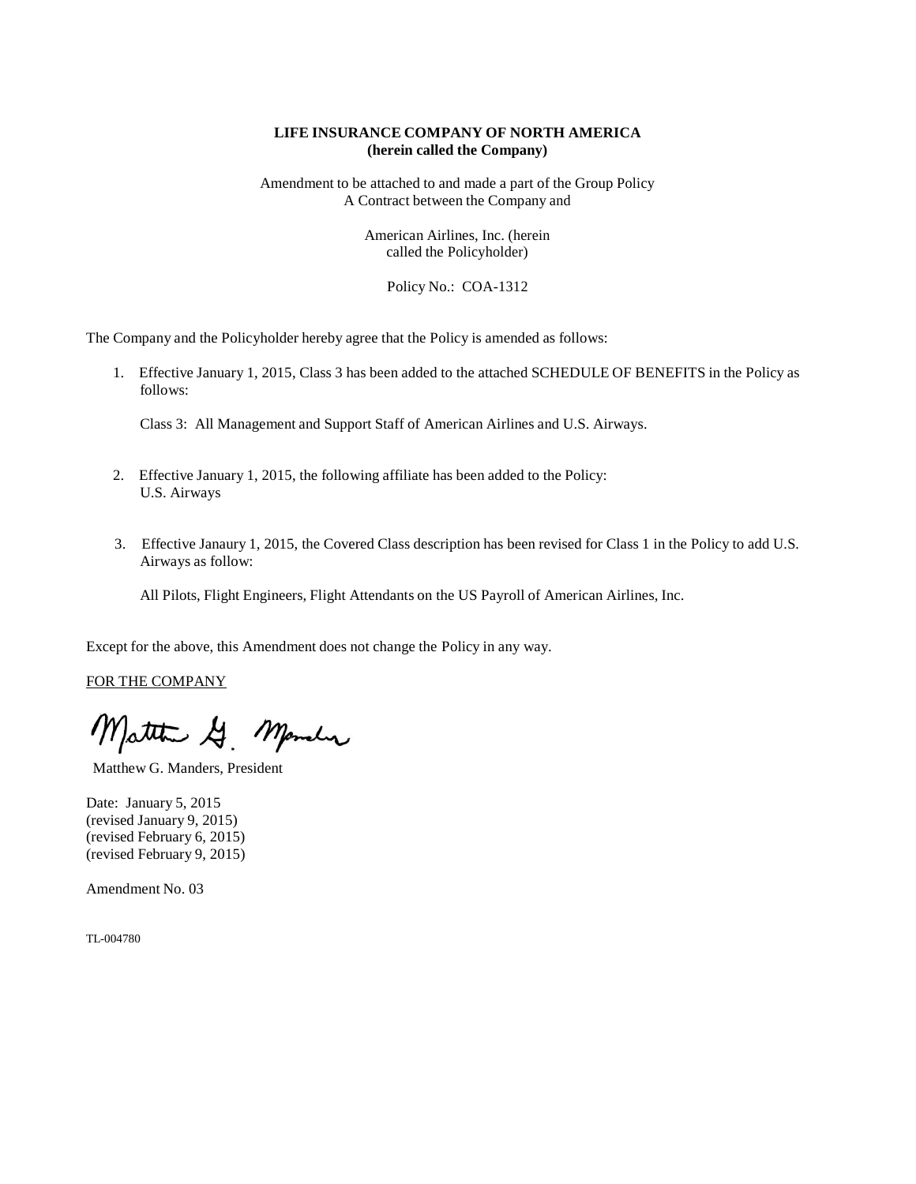**LIFE INSURANCE COMPANY OF NORTH AMERICA**
**(herein called the Company)**

Amendment to be attached to and made a part of the Group Policy
A Contract between the Company and

American Airlines, Inc. (herein
called the Policyholder)

Policy No.: COA-1312

The Company and the Policyholder hereby agree that the Policy is amended as follows:

1. Effective January 1, 2015, Class 3 has been added to the attached SCHEDULE OF BENEFITS in the Policy as follows:

   Class 3: All Management and Support Staff of American Airlines and U.S. Airways.

2. Effective January 1, 2015, the following affiliate has been added to the Policy:
   U.S. Airways

3. Effective Janaury 1, 2015, the Covered Class description has been revised for Class 1 in the Policy to add U.S. Airways as follow:

   All Pilots, Flight Engineers, Flight Attendants on the US Payroll of American Airlines, Inc.

Except for the above, this Amendment does not change the Policy in any way.

FOR THE COMPANY

Matthew G. Manders, President

Date: January 5, 2015
(revised January 9, 2015)
(revised February 6, 2015)
(revised February 9, 2015)

Amendment No. 03

TL-004780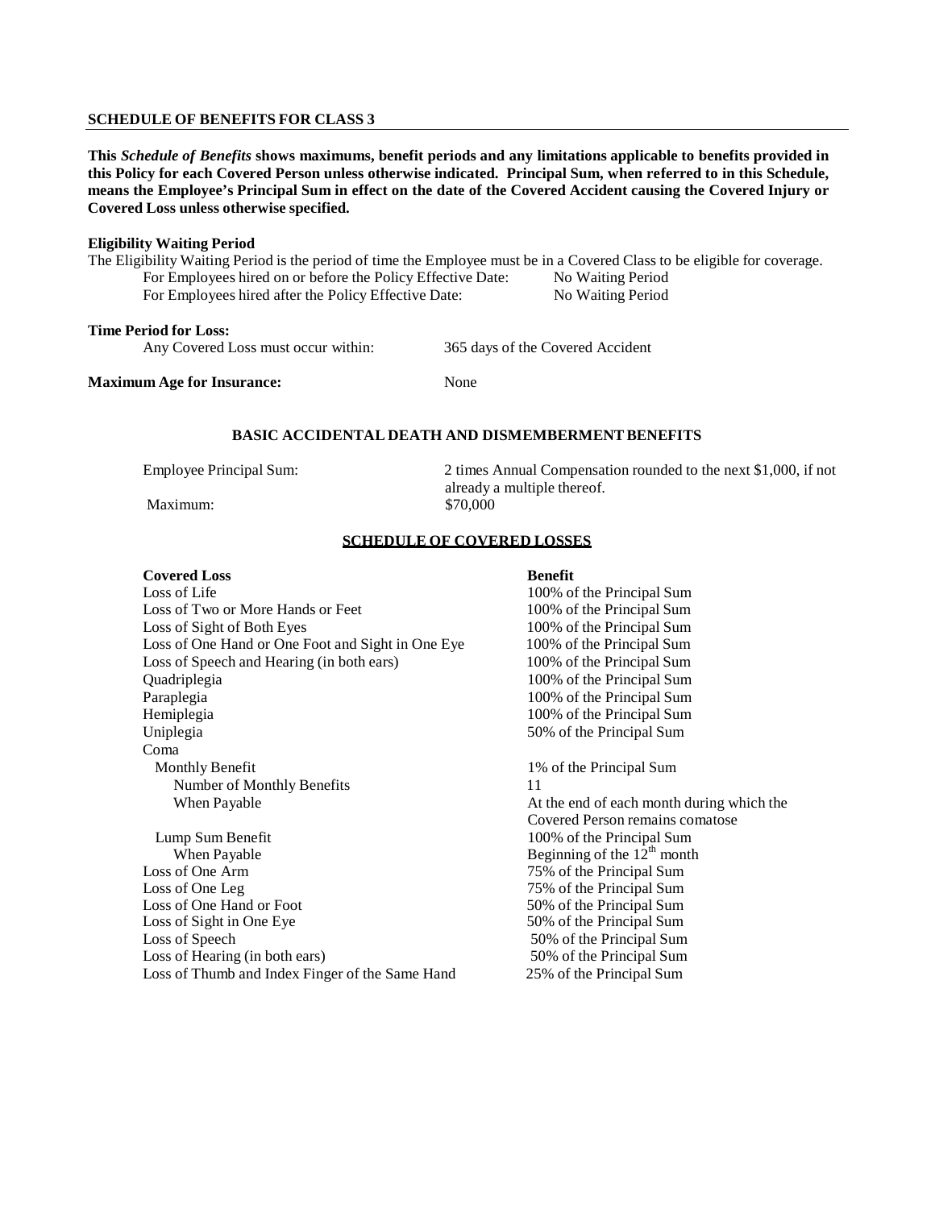## SCHEDULE OF BENEFITS FOR CLASS 3

**This *Schedule of Benefits* shows maximums, benefit periods and any limitations applicable to benefits provided in this Policy for each Covered Person unless otherwise indicated. Principal Sum, when referred to in this Schedule, means the Employee's Principal Sum in effect on the date of the Covered Accident causing the Covered Injury or Covered Loss unless otherwise specified.**

**Eligibility Waiting Period**

The Eligibility Waiting Period is the period of time the Employee must be in a Covered Class to be eligible for coverage.

| | |
|---|---|
| For Employees hired on or before the Policy Effective Date: | No Waiting Period |
| For Employees hired after the Policy Effective Date: | No Waiting Period |

**Time Period for Loss:**

| | |
|---|---|
| Any Covered Loss must occur within: | 365 days of the Covered Accident |

**Maximum Age for Insurance:** None

### BASIC ACCIDENTAL DEATH AND DISMEMBERMENT BENEFITS

| | |
|---|---|
| Employee Principal Sum: | 2 times Annual Compensation rounded to the next $1,000, if not already a multiple thereof. |
| Maximum: | $70,000 |

### SCHEDULE OF COVERED LOSSES

| **Covered Loss** | **Benefit** |
|---|---|
| Loss of Life | 100% of the Principal Sum |
| Loss of Two or More Hands or Feet | 100% of the Principal Sum |
| Loss of Sight of Both Eyes | 100% of the Principal Sum |
| Loss of One Hand or One Foot and Sight in One Eye | 100% of the Principal Sum |
| Loss of Speech and Hearing (in both ears) | 100% of the Principal Sum |
| Quadriplegia | 100% of the Principal Sum |
| Paraplegia | 100% of the Principal Sum |
| Hemiplegia | 100% of the Principal Sum |
| Uniplegia | 50% of the Principal Sum |
| Coma | |
| Monthly Benefit | 1% of the Principal Sum |
| Number of Monthly Benefits | 11 |
| When Payable | At the end of each month during which the Covered Person remains comatose |
| Lump Sum Benefit | 100% of the Principal Sum |
| When Payable | Beginning of the 12th month |
| Loss of One Arm | 75% of the Principal Sum |
| Loss of One Leg | 75% of the Principal Sum |
| Loss of One Hand or Foot | 50% of the Principal Sum |
| Loss of Sight in One Eye | 50% of the Principal Sum |
| Loss of Speech | 50% of the Principal Sum |
| Loss of Hearing (in both ears) | 50% of the Principal Sum |
| Loss of Thumb and Index Finger of the Same Hand | 25% of the Principal Sum |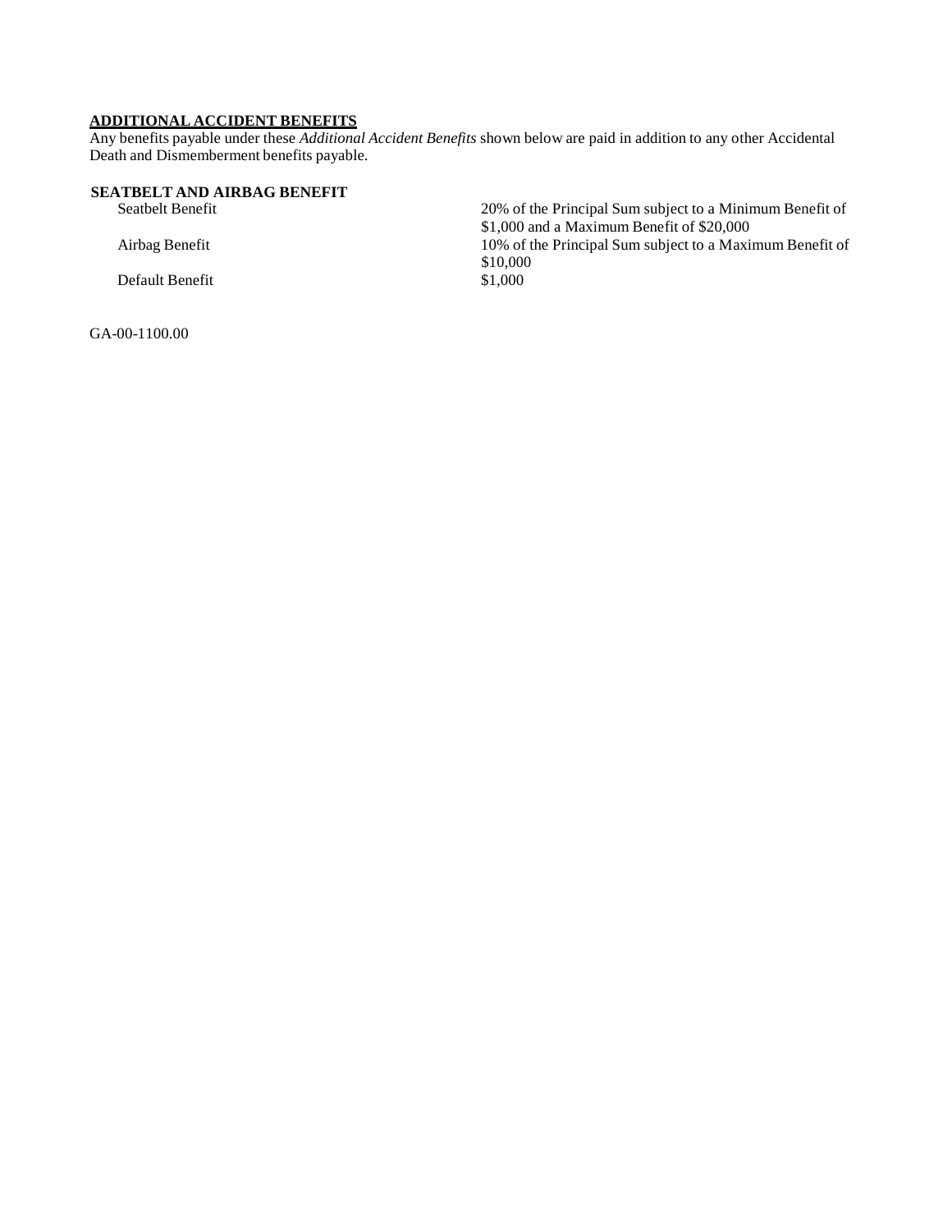## ADDITIONAL ACCIDENT BENEFITS

Any benefits payable under these *Additional Accident Benefits* shown below are paid in addition to any other Accidental Death and Dismemberment benefits payable.

### SEATBELT AND AIRBAG BENEFIT

| | |
|---|---|
| Seatbelt Benefit | 20% of the Principal Sum subject to a Minimum Benefit of $1,000 and a Maximum Benefit of $20,000 |
| Airbag Benefit | 10% of the Principal Sum subject to a Maximum Benefit of $10,000 |
| Default Benefit | $1,000 |

GA-00-1100.00